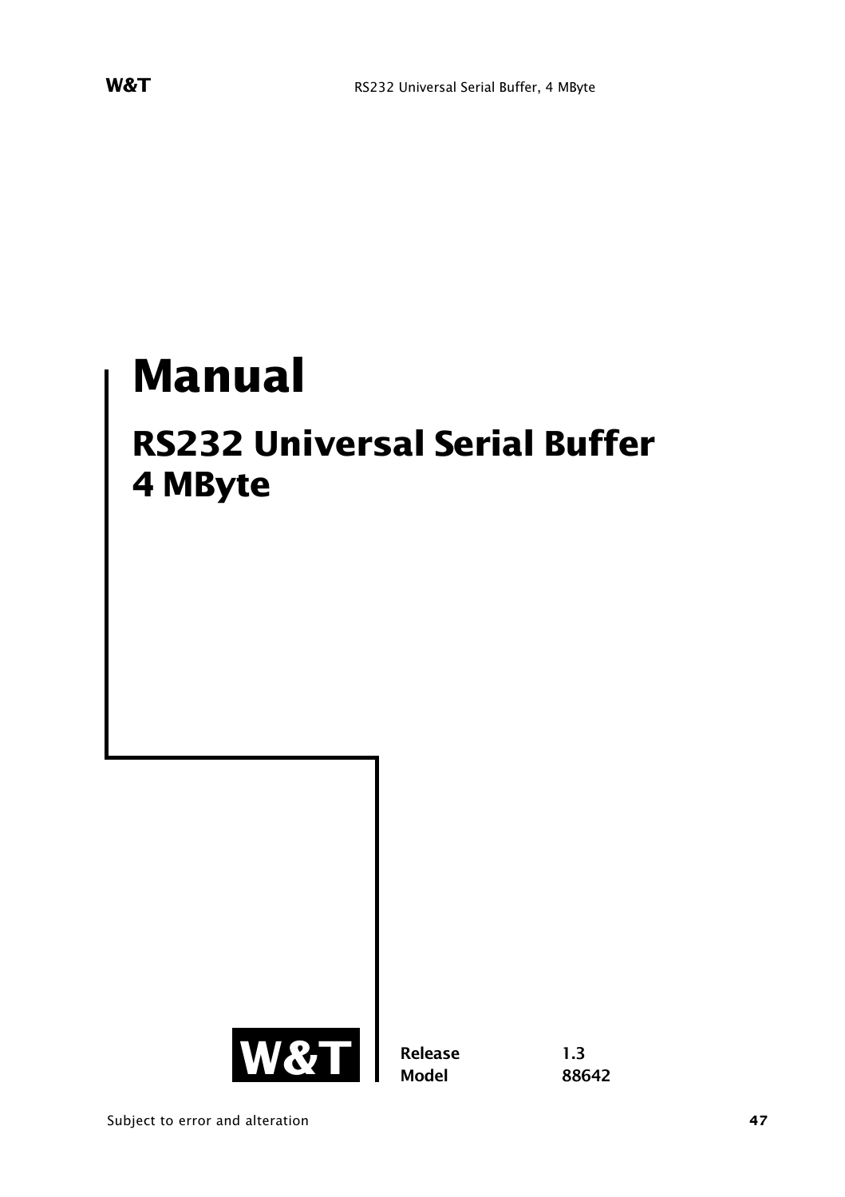# Manual

## RS232 Universal Serial Buffer 4 MByte

W&T

**Release** 1.3
**Model** 88642

Subject to error and alteration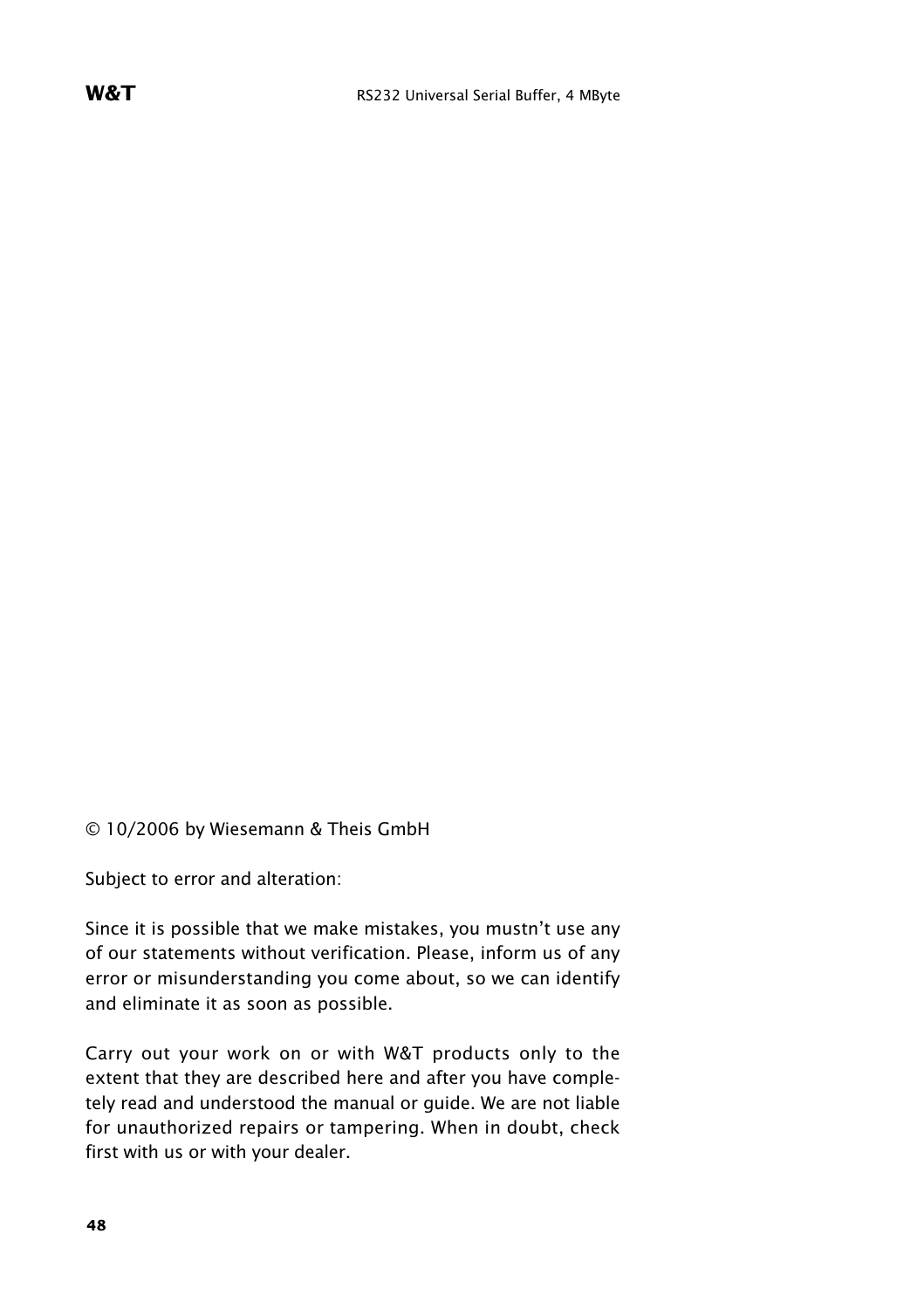© 10/2006 by Wiesemann & Theis GmbH

Subject to error and alteration:

Since it is possible that we make mistakes, you mustn't use any of our statements without verification. Please, inform us of any error or misunderstanding you come about, so we can identify and eliminate it as soon as possible.

Carry out your work on or with W&T products only to the extent that they are described here and after you have completely read and understood the manual or guide. We are not liable for unauthorized repairs or tampering. When in doubt, check first with us or with your dealer.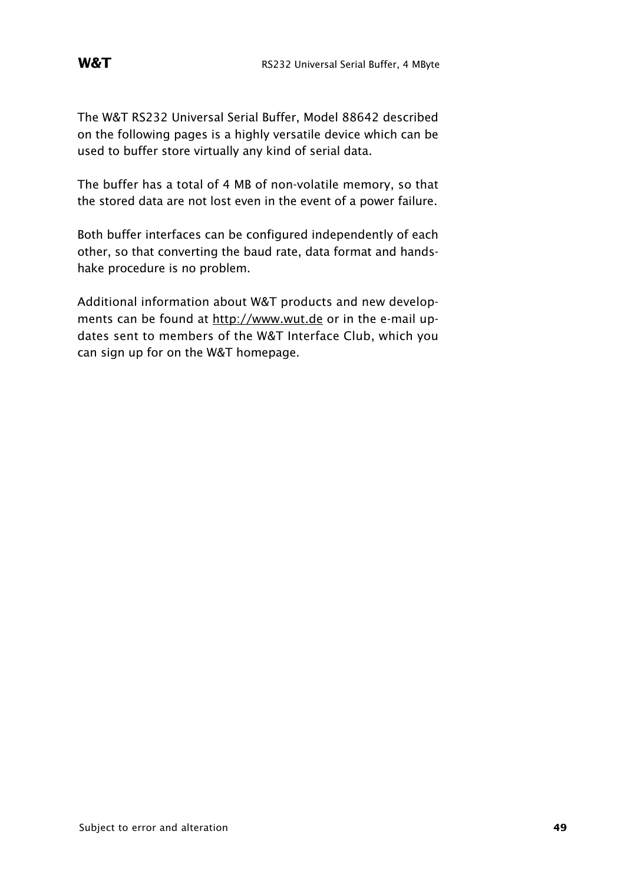The W&T RS232 Universal Serial Buffer, Model 88642 described on the following pages is a highly versatile device which can be used to buffer store virtually any kind of serial data.

The buffer has a total of 4 MB of non-volatile memory, so that the stored data are not lost even in the event of a power failure.

Both buffer interfaces can be configured independently of each other, so that converting the baud rate, data format and handshake procedure is no problem.

Additional information about W&T products and new developments can be found at http://www.wut.de or in the e-mail updates sent to members of the W&T Interface Club, which you can sign up for on the W&T homepage.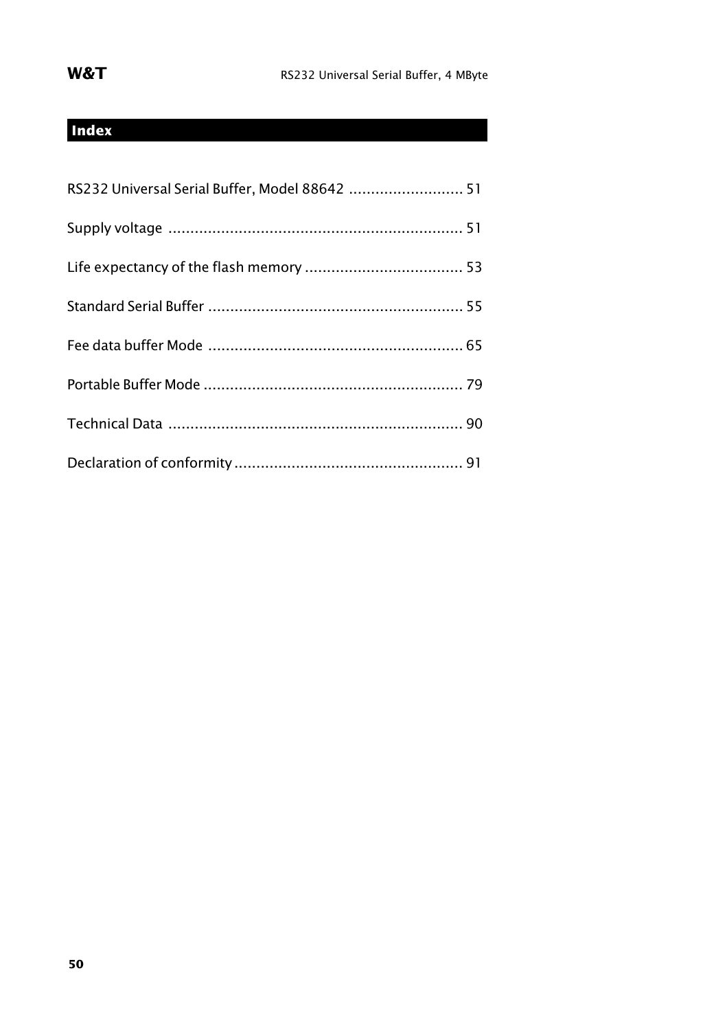## Index

RS232 Universal Serial Buffer, Model 88642 .......................... 51

Supply voltage .................................................................. 51

Life expectancy of the flash memory .................................... 53

Standard Serial Buffer .......................................................... 55

Fee data buffer Mode .......................................................... 65

Portable Buffer Mode ........................................................... 79

Technical Data .................................................................. 90

Declaration of conformity .................................................... 91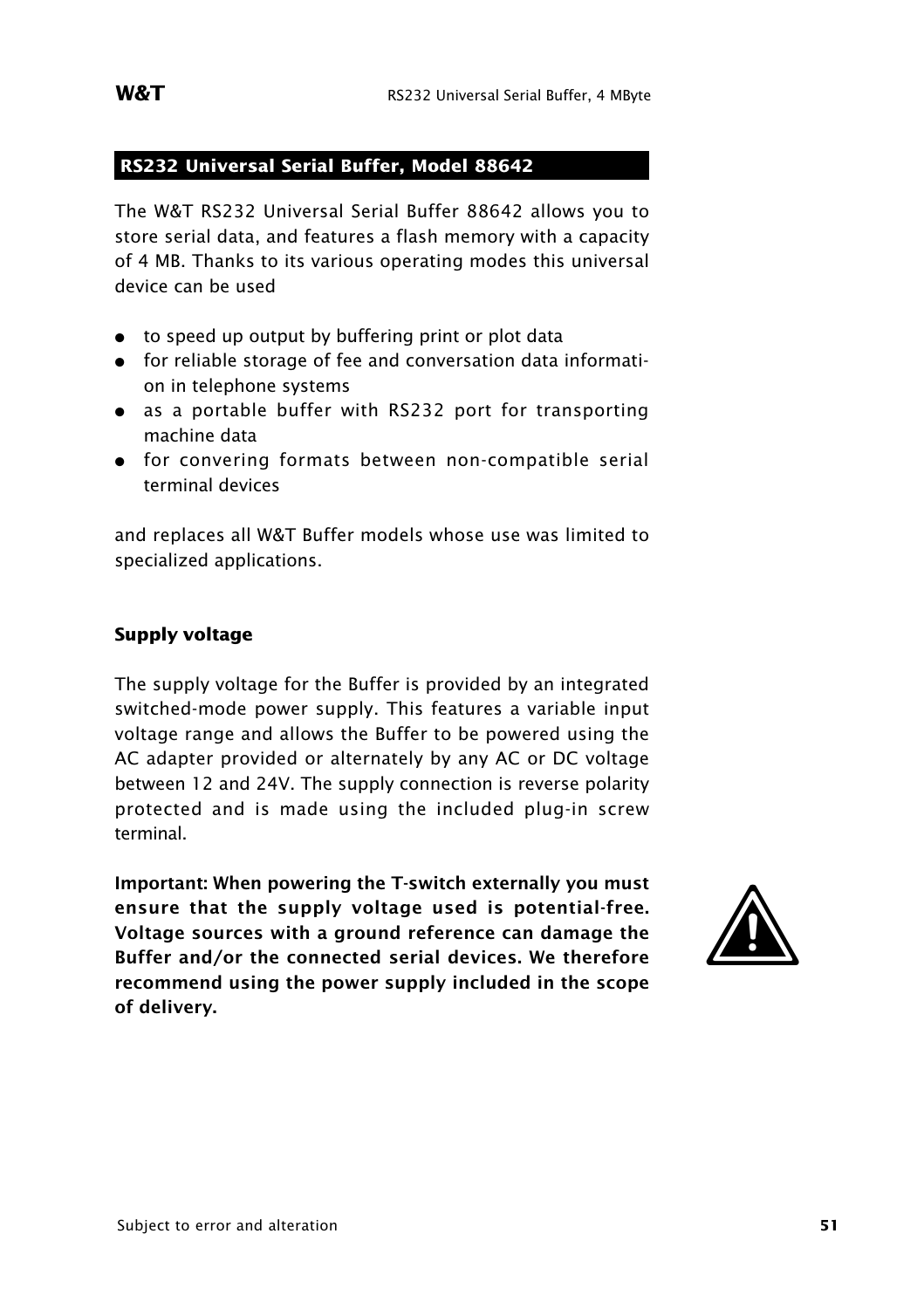## RS232 Universal Serial Buffer, Model 88642

The W&T RS232 Universal Serial Buffer 88642 allows you to store serial data, and features a flash memory with a capacity of 4 MB. Thanks to its various operating modes this universal device can be used

- to speed up output by buffering print or plot data
- for reliable storage of fee and conversation data information in telephone systems
- as a portable buffer with RS232 port for transporting machine data
- for convering formats between non-compatible serial terminal devices

and replaces all W&T Buffer models whose use was limited to specialized applications.

### Supply voltage

The supply voltage for the Buffer is provided by an integrated switched-mode power supply. This features a variable input voltage range and allows the Buffer to be powered using the AC adapter provided or alternately by any AC or DC voltage between 12 and 24V. The supply connection is reverse polarity protected and is made using the included plug-in screw terminal.

**Important: When powering the T-switch externally you must ensure that the supply voltage used is potential-free. Voltage sources with a ground reference can damage the Buffer and/or the connected serial devices. We therefore recommend using the power supply included in the scope of delivery.**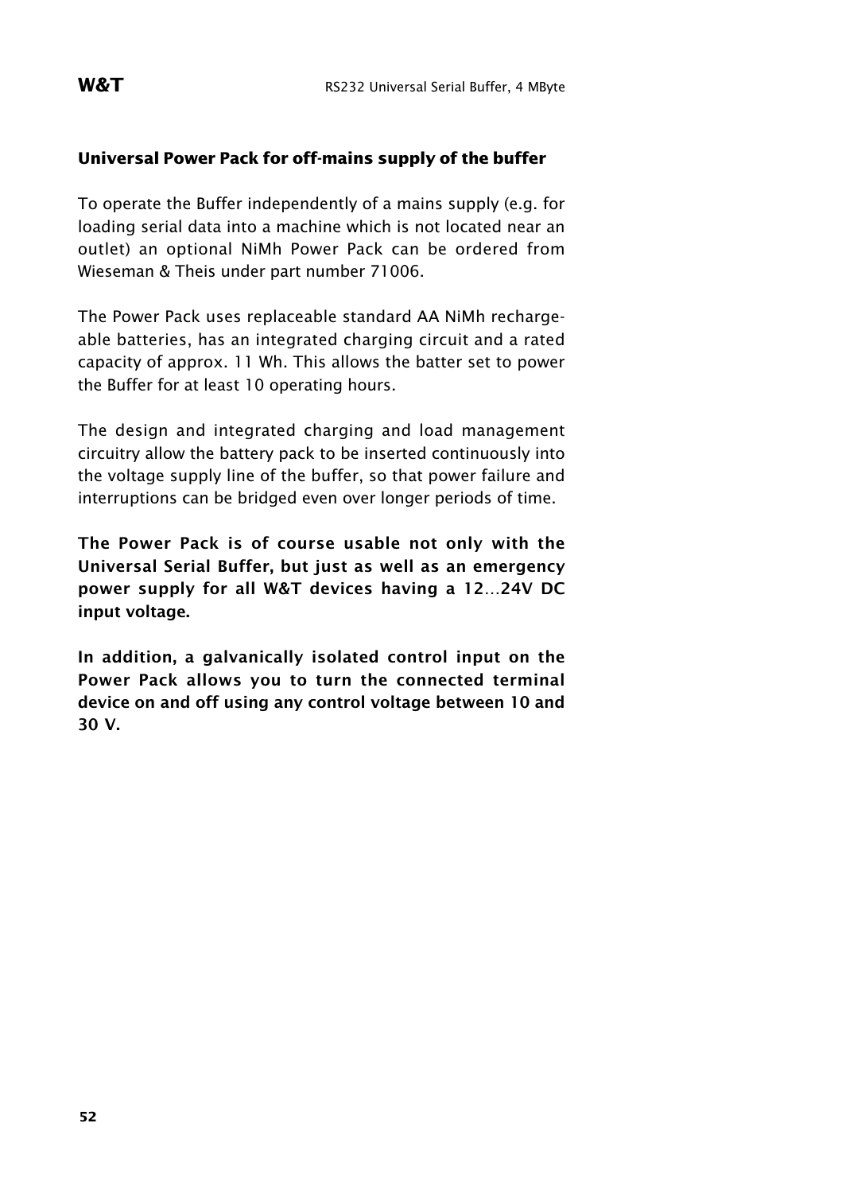## Universal Power Pack for off-mains supply of the buffer

To operate the Buffer independently of a mains supply (e.g. for loading serial data into a machine which is not located near an outlet) an optional NiMh Power Pack can be ordered from Wieseman & Theis under part number 71006.

The Power Pack uses replaceable standard AA NiMh rechargeable batteries, has an integrated charging circuit and a rated capacity of approx. 11 Wh. This allows the batter set to power the Buffer for at least 10 operating hours.

The design and integrated charging and load management circuitry allow the battery pack to be inserted continuously into the voltage supply line of the buffer, so that power failure and interruptions can be bridged even over longer periods of time.

**The Power Pack is of course usable not only with the Universal Serial Buffer, but just as well as an emergency power supply for all W&T devices having a 12...24V DC input voltage.**

**In addition, a galvanically isolated control input on the Power Pack allows you to turn the connected terminal device on and off using any control voltage between 10 and 30 V.**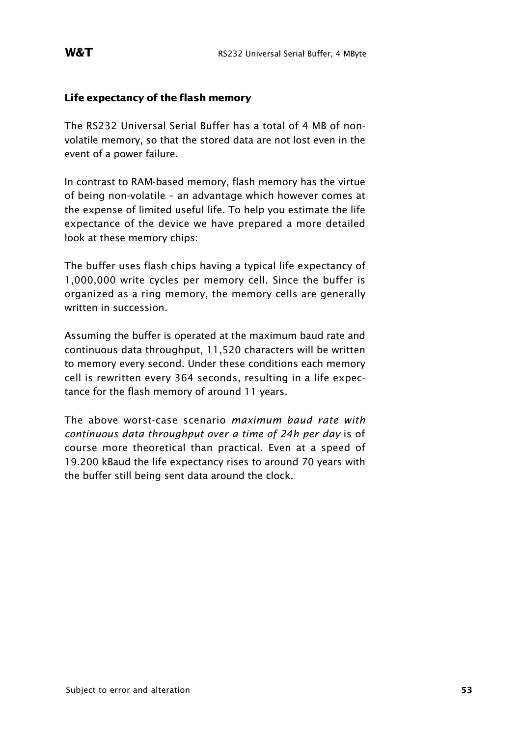## Life expectancy of the flash memory

The RS232 Universal Serial Buffer has a total of 4 MB of non-volatile memory, so that the stored data are not lost even in the event of a power failure.

In contrast to RAM-based memory, flash memory has the virtue of being non-volatile – an advantage which however comes at the expense of limited useful life. To help you estimate the life expectance of the device we have prepared a more detailed look at these memory chips:

The buffer uses flash chips having a typical life expectancy of 1,000,000 write cycles per memory cell. Since the buffer is organized as a ring memory, the memory cells are generally written in succession.

Assuming the buffer is operated at the maximum baud rate and continuous data throughput, 11,520 characters will be written to memory every second. Under these conditions each memory cell is rewritten every 364 seconds, resulting in a life expectance for the flash memory of around 11 years.

The above worst-case scenario *maximum baud rate with continuous data throughput over a time of 24h per day* is of course more theoretical than practical. Even at a speed of 19.200 kBaud the life expectancy rises to around 70 years with the buffer still being sent data around the clock.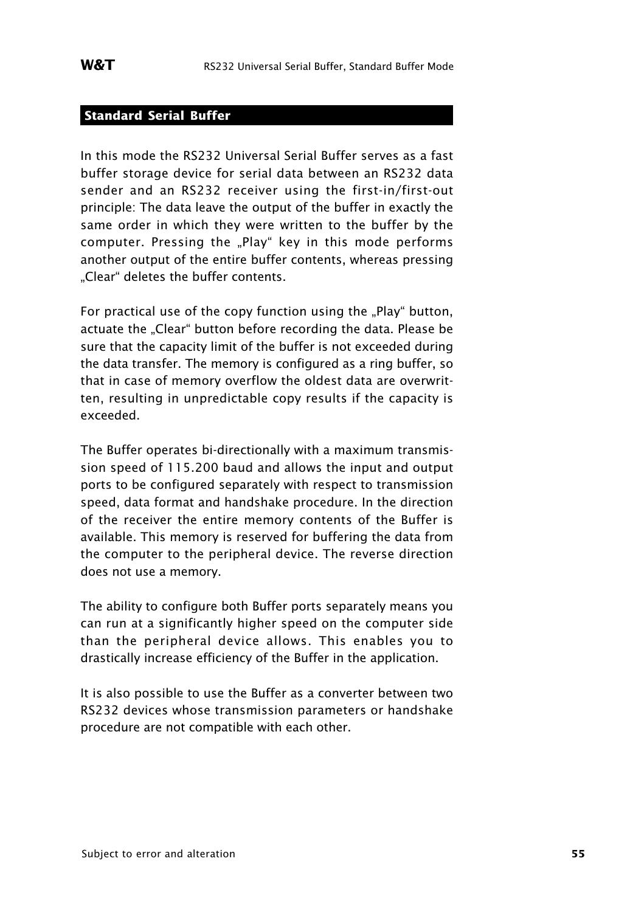## Standard Serial Buffer

In this mode the RS232 Universal Serial Buffer serves as a fast buffer storage device for serial data between an RS232 data sender and an RS232 receiver using the first-in/first-out principle: The data leave the output of the buffer in exactly the same order in which they were written to the buffer by the computer. Pressing the „Play“ key in this mode performs another output of the entire buffer contents, whereas pressing „Clear“ deletes the buffer contents.

For practical use of the copy function using the „Play“ button, actuate the „Clear“ button before recording the data. Please be sure that the capacity limit of the buffer is not exceeded during the data transfer. The memory is configured as a ring buffer, so that in case of memory overflow the oldest data are overwritten, resulting in unpredictable copy results if the capacity is exceeded.

The Buffer operates bi-directionally with a maximum transmission speed of 115.200 baud and allows the input and output ports to be configured separately with respect to transmission speed, data format and handshake procedure. In the direction of the receiver the entire memory contents of the Buffer is available. This memory is reserved for buffering the data from the computer to the peripheral device. The reverse direction does not use a memory.

The ability to configure both Buffer ports separately means you can run at a significantly higher speed on the computer side than the peripheral device allows. This enables you to drastically increase efficiency of the Buffer in the application.

It is also possible to use the Buffer as a converter between two RS232 devices whose transmission parameters or handshake procedure are not compatible with each other.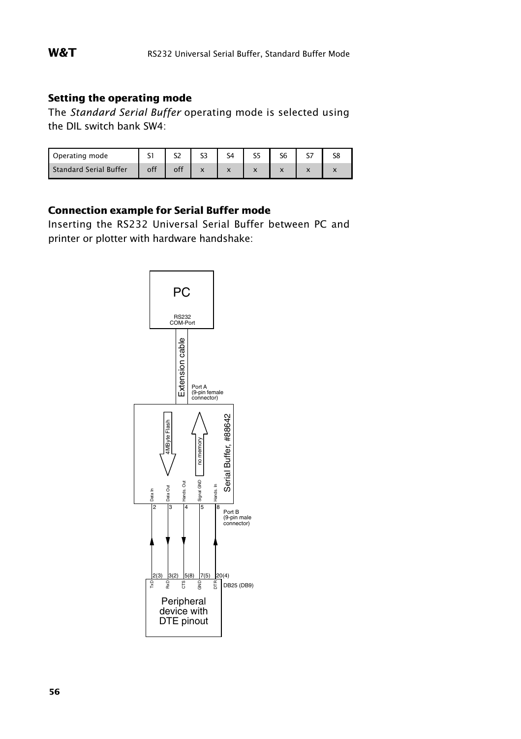## Setting the operating mode

The *Standard Serial Buffer* operating mode is selected using the DIL switch bank SW4:

| Operating mode | S1 | S2 | S3 | S4 | S5 | S6 | S7 | S8 |
|---|---|---|---|---|---|---|---|---|
| Standard Serial Buffer | off | off | x | x | x | x | x | x |

## Connection example for Serial Buffer mode

Inserting the RS232 Universal Serial Buffer between PC and printer or plotter with hardware handshake: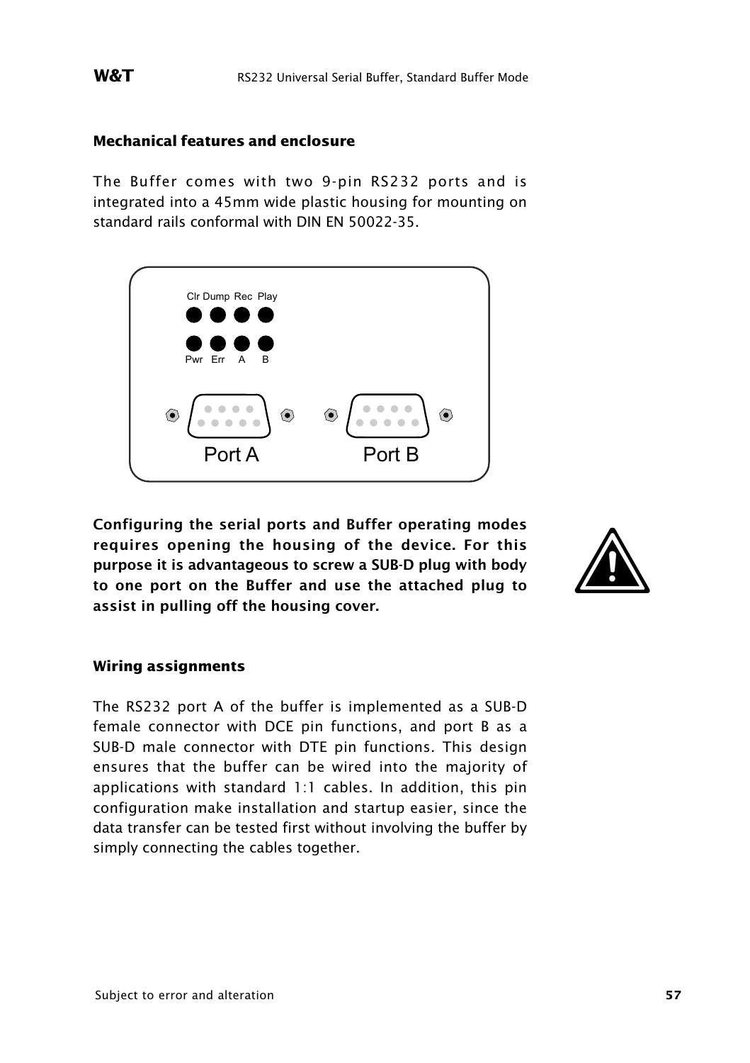### Mechanical features and enclosure

The Buffer comes with two 9-pin RS232 ports and is integrated into a 45mm wide plastic housing for mounting on standard rails conformal with DIN EN 50022-35.

**Configuring the serial ports and Buffer operating modes requires opening the housing of the device. For this purpose it is advantageous to screw a SUB-D plug with body to one port on the Buffer and use the attached plug to assist in pulling off the housing cover.**

### Wiring assignments

The RS232 port A of the buffer is implemented as a SUB-D female connector with DCE pin functions, and port B as a SUB-D male connector with DTE pin functions. This design ensures that the buffer can be wired into the majority of applications with standard 1:1 cables. In addition, this pin configuration make installation and startup easier, since the data transfer can be tested first without involving the buffer by simply connecting the cables together.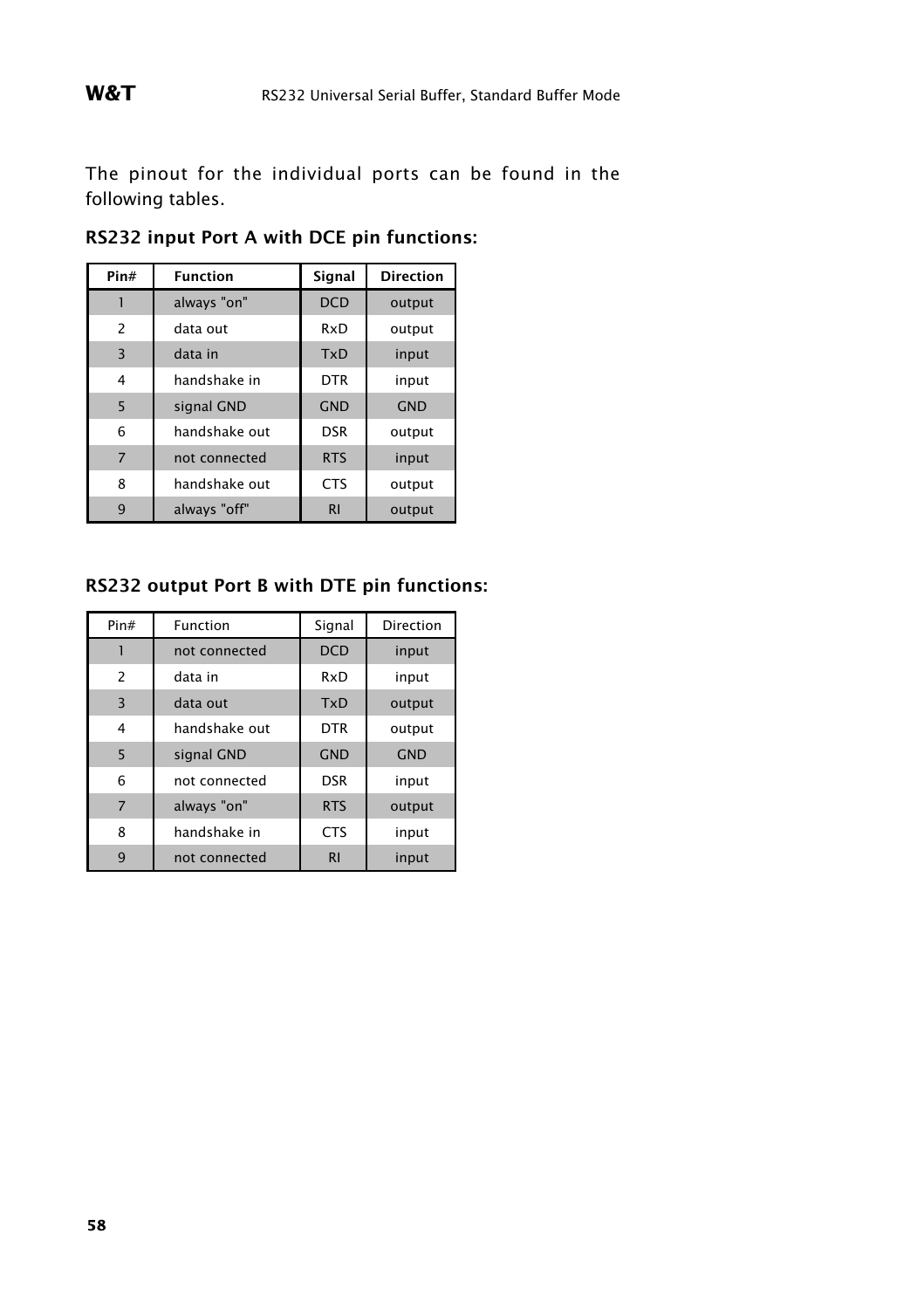The pinout for the individual ports can be found in the following tables.

### RS232 input Port A with DCE pin functions:

| Pin# | Function | Signal | Direction |
|---|---|---|---|
| 1 | always "on" | DCD | output |
| 2 | data out | RxD | output |
| 3 | data in | TxD | input |
| 4 | handshake in | DTR | input |
| 5 | signal GND | GND | GND |
| 6 | handshake out | DSR | output |
| 7 | not connected | RTS | input |
| 8 | handshake out | CTS | output |
| 9 | always "off" | RI | output |

### RS232 output Port B with DTE pin functions:

| Pin# | Function | Signal | Direction |
|---|---|---|---|
| 1 | not connected | DCD | input |
| 2 | data in | RxD | input |
| 3 | data out | TxD | output |
| 4 | handshake out | DTR | output |
| 5 | signal GND | GND | GND |
| 6 | not connected | DSR | input |
| 7 | always "on" | RTS | output |
| 8 | handshake in | CTS | input |
| 9 | not connected | RI | input |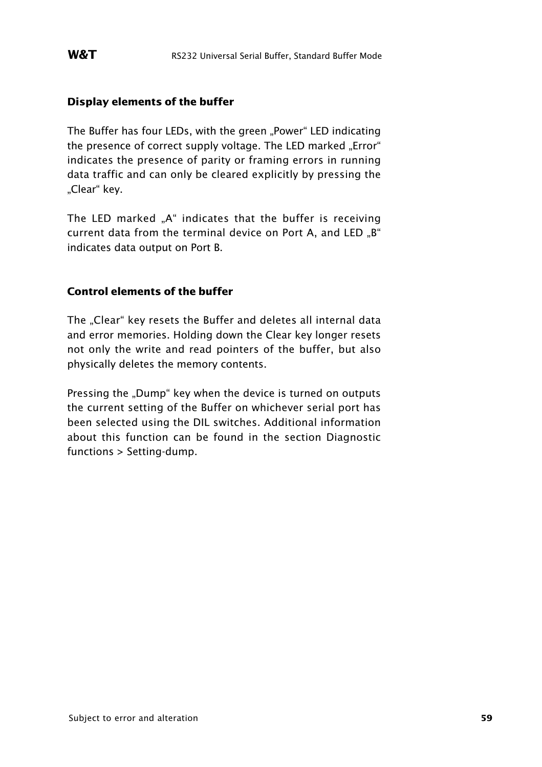### Display elements of the buffer

The Buffer has four LEDs, with the green „Power“ LED indicating the presence of correct supply voltage. The LED marked „Error“ indicates the presence of parity or framing errors in running data traffic and can only be cleared explicitly by pressing the „Clear“ key.

The LED marked „A“ indicates that the buffer is receiving current data from the terminal device on Port A, and LED „B“ indicates data output on Port B.

### Control elements of the buffer

The „Clear“ key resets the Buffer and deletes all internal data and error memories. Holding down the Clear key longer resets not only the write and read pointers of the buffer, but also physically deletes the memory contents.

Pressing the „Dump“ key when the device is turned on outputs the current setting of the Buffer on whichever serial port has been selected using the DIL switches. Additional information about this function can be found in the section Diagnostic functions > Setting-dump.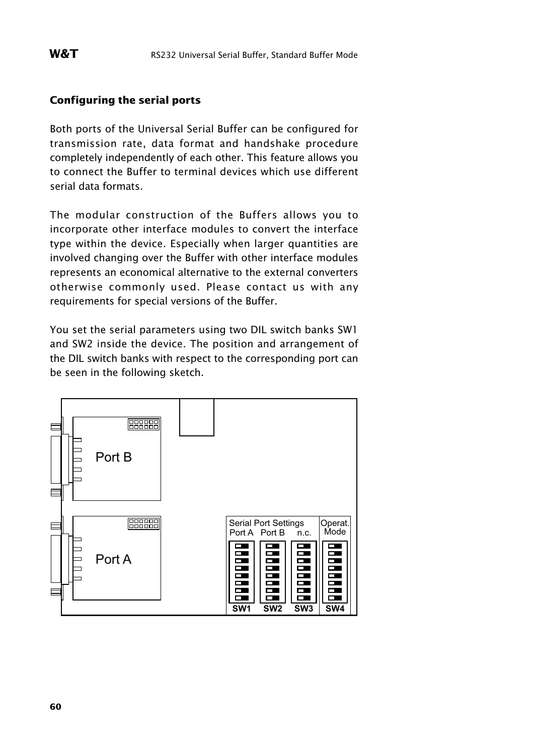## Configuring the serial ports

Both ports of the Universal Serial Buffer can be configured for transmission rate, data format and handshake procedure completely independently of each other. This feature allows you to connect the Buffer to terminal devices which use different serial data formats.

The modular construction of the Buffers allows you to incorporate other interface modules to convert the interface type within the device. Especially when larger quantities are involved changing over the Buffer with other interface modules represents an economical alternative to the external converters otherwise commonly used. Please contact us with any requirements for special versions of the Buffer.

You set the serial parameters using two DIL switch banks SW1 and SW2 inside the device. The position and arrangement of the DIL switch banks with respect to the corresponding port can be seen in the following sketch.

Port B

Port A

Serial Port Settings

Port A Port B n.c.

Operat. Mode

SW1 SW2 SW3 SW4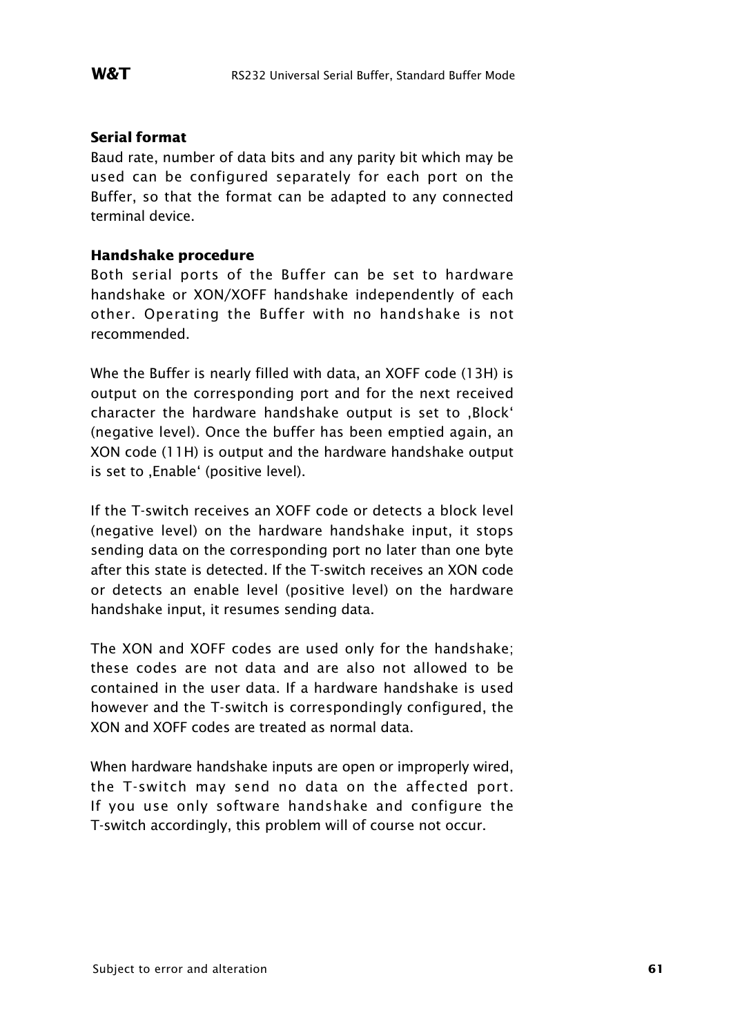### Serial format

Baud rate, number of data bits and any parity bit which may be used can be configured separately for each port on the Buffer, so that the format can be adapted to any connected terminal device.

### Handshake procedure

Both serial ports of the Buffer can be set to hardware handshake or XON/XOFF handshake independently of each other. Operating the Buffer with no handshake is not recommended.

Whe the Buffer is nearly filled with data, an XOFF code (13H) is output on the corresponding port and for the next received character the hardware handshake output is set to ‚Block' (negative level). Once the buffer has been emptied again, an XON code (11H) is output and the hardware handshake output is set to ‚Enable' (positive level).

If the T-switch receives an XOFF code or detects a block level (negative level) on the hardware handshake input, it stops sending data on the corresponding port no later than one byte after this state is detected. If the T-switch receives an XON code or detects an enable level (positive level) on the hardware handshake input, it resumes sending data.

The XON and XOFF codes are used only for the handshake; these codes are not data and are also not allowed to be contained in the user data. If a hardware handshake is used however and the T-switch is correspondingly configured, the XON and XOFF codes are treated as normal data.

When hardware handshake inputs are open or improperly wired, the T-switch may send no data on the affected port. If you use only software handshake and configure the T-switch accordingly, this problem will of course not occur.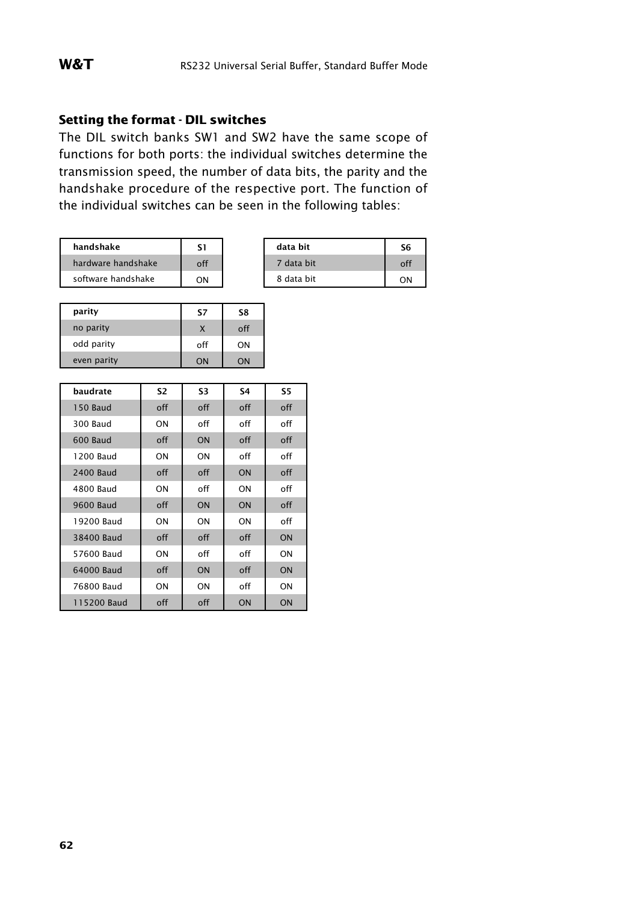### Setting the format - DIL switches

The DIL switch banks SW1 and SW2 have the same scope of functions for both ports: the individual switches determine the transmission speed, the number of data bits, the parity and the handshake procedure of the respective port. The function of the individual switches can be seen in the following tables:

| handshake | S1 |
|---|---|
| hardware handshake | off |
| software handshake | ON |

| data bit | S6 |
|---|---|
| 7 data bit | off |
| 8 data bit | ON |

| parity | S7 | S8 |
|---|---|---|
| no parity | X | off |
| odd parity | off | ON |
| even parity | ON | ON |

| baudrate | S2 | S3 | S4 | S5 |
|---|---|---|---|---|
| 150 Baud | off | off | off | off |
| 300 Baud | ON | off | off | off |
| 600 Baud | off | ON | off | off |
| 1200 Baud | ON | ON | off | off |
| 2400 Baud | off | off | ON | off |
| 4800 Baud | ON | off | ON | off |
| 9600 Baud | off | ON | ON | off |
| 19200 Baud | ON | ON | ON | off |
| 38400 Baud | off | off | off | ON |
| 57600 Baud | ON | off | off | ON |
| 64000 Baud | off | ON | off | ON |
| 76800 Baud | ON | ON | off | ON |
| 115200 Baud | off | off | ON | ON |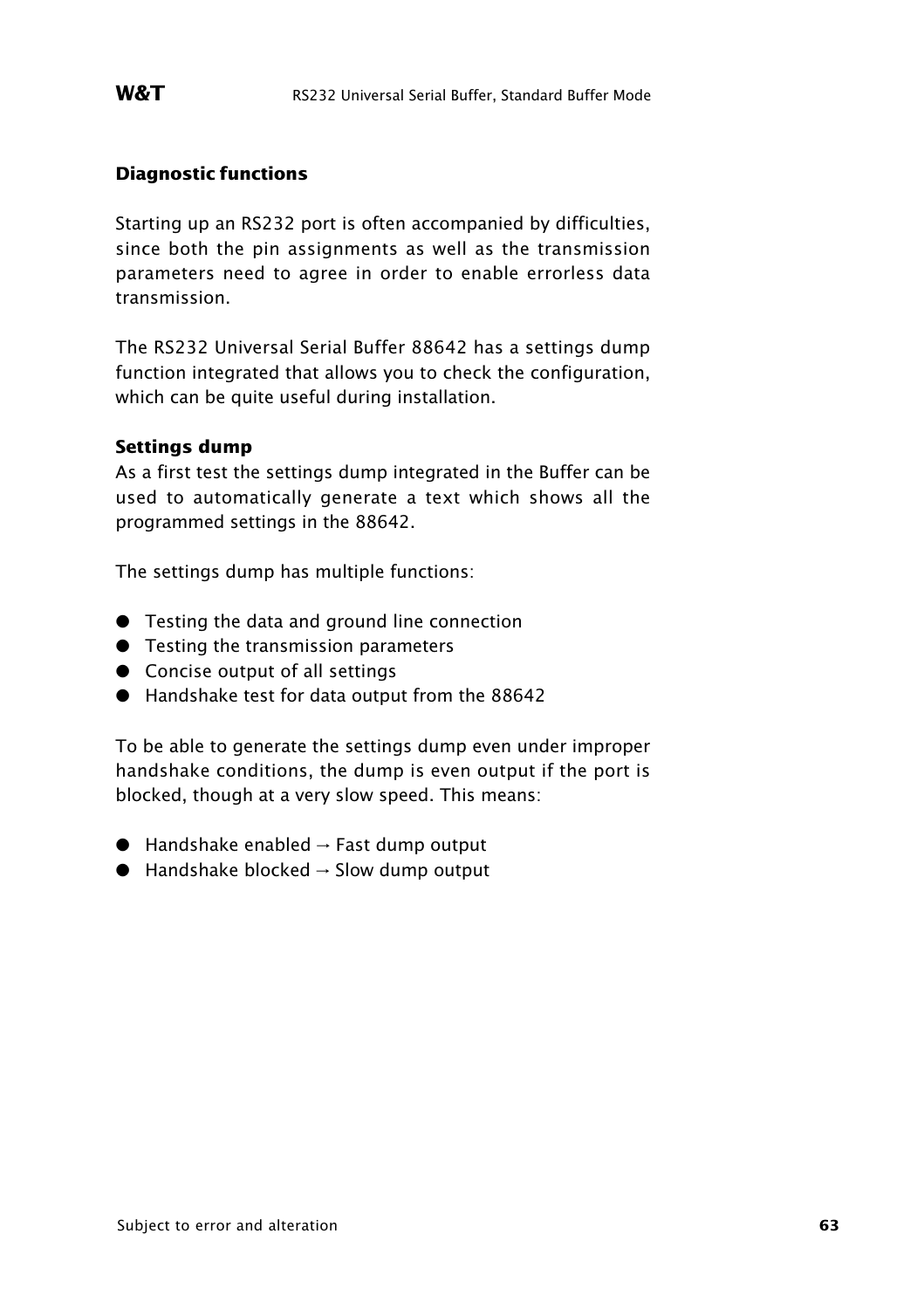## Diagnostic functions

Starting up an RS232 port is often accompanied by difficulties, since both the pin assignments as well as the transmission parameters need to agree in order to enable errorless data transmission.

The RS232 Universal Serial Buffer 88642 has a settings dump function integrated that allows you to check the configuration, which can be quite useful during installation.

### Settings dump

As a first test the settings dump integrated in the Buffer can be used to automatically generate a text which shows all the programmed settings in the 88642.

The settings dump has multiple functions:

- Testing the data and ground line connection
- Testing the transmission parameters
- Concise output of all settings
- Handshake test for data output from the 88642

To be able to generate the settings dump even under improper handshake conditions, the dump is even output if the port is blocked, though at a very slow speed. This means:

- Handshake enabled → Fast dump output
- Handshake blocked → Slow dump output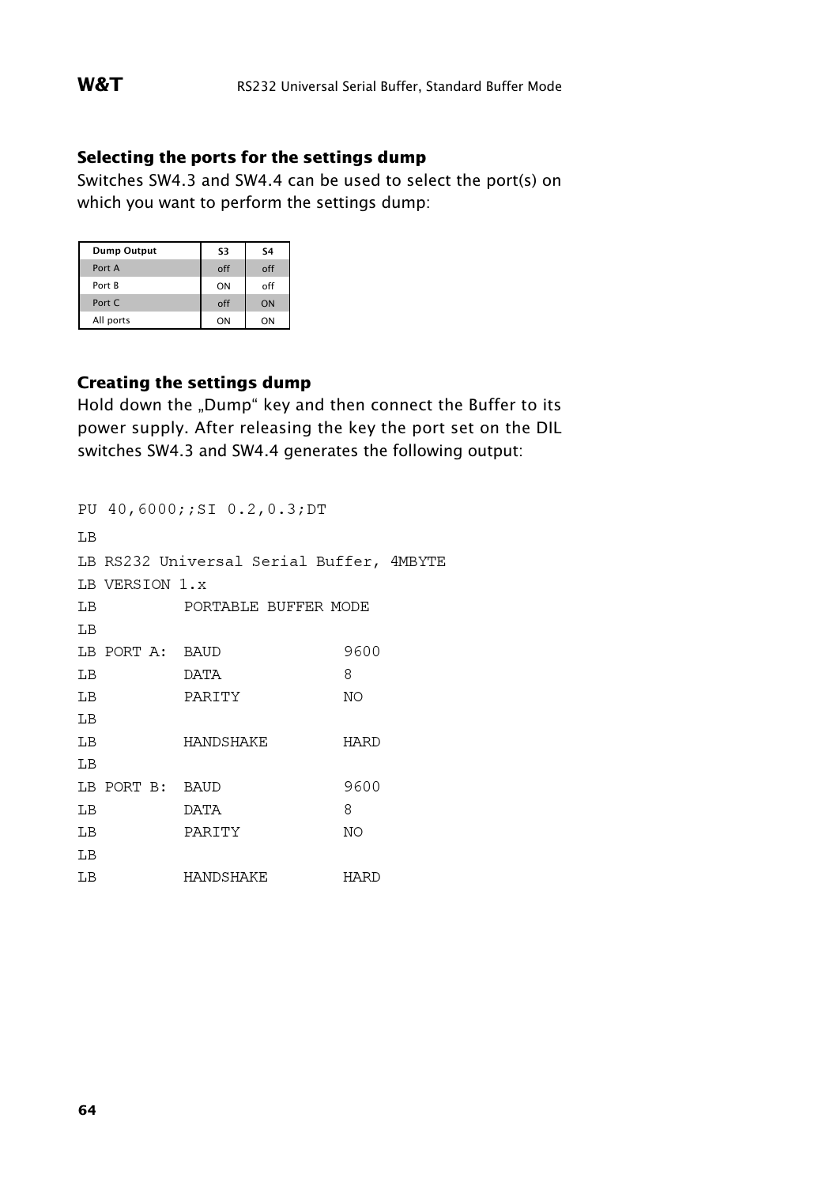### Selecting the ports for the settings dump

Switches SW4.3 and SW4.4 can be used to select the port(s) on which you want to perform the settings dump:

| Dump Output | S3 | S4 |
|---|---|---|
| Port A | off | off |
| Port B | ON | off |
| Port C | off | ON |
| All ports | ON | ON |

### Creating the settings dump

Hold down the „Dump“ key and then connect the Buffer to its power supply. After releasing the key the port set on the DIL switches SW4.3 and SW4.4 generates the following output:

```
PU 40,6000;;SI 0.2,0.3;DT
LB
LB RS232 Universal Serial Buffer, 4MBYTE
LB VERSION 1.x
LB          PORTABLE BUFFER MODE
LB
LB PORT A:  BAUD              9600
LB          DATA              8
LB          PARITY            NO
LB
LB          HANDSHAKE         HARD
LB
LB PORT B:  BAUD              9600
LB          DATA              8
LB          PARITY            NO
LB
LB          HANDSHAKE         HARD
```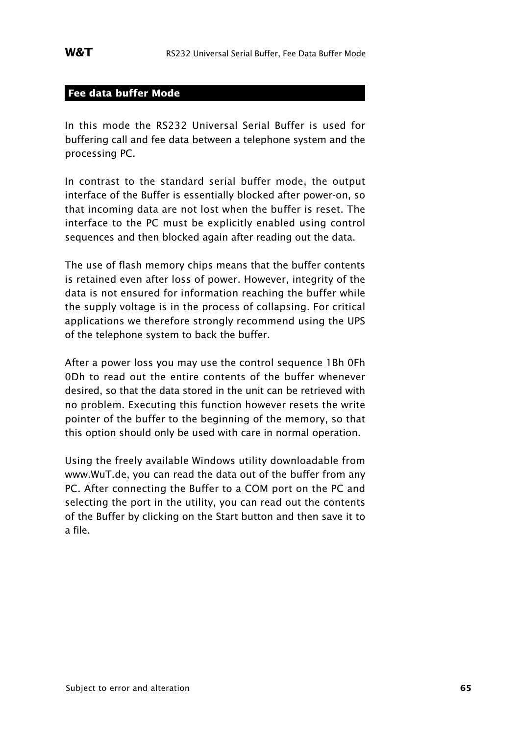## Fee data buffer Mode

In this mode the RS232 Universal Serial Buffer is used for buffering call and fee data between a telephone system and the processing PC.

In contrast to the standard serial buffer mode, the output interface of the Buffer is essentially blocked after power-on, so that incoming data are not lost when the buffer is reset. The interface to the PC must be explicitly enabled using control sequences and then blocked again after reading out the data.

The use of flash memory chips means that the buffer contents is retained even after loss of power. However, integrity of the data is not ensured for information reaching the buffer while the supply voltage is in the process of collapsing. For critical applications we therefore strongly recommend using the UPS of the telephone system to back the buffer.

After a power loss you may use the control sequence 1Bh 0Fh 0Dh to read out the entire contents of the buffer whenever desired, so that the data stored in the unit can be retrieved with no problem. Executing this function however resets the write pointer of the buffer to the beginning of the memory, so that this option should only be used with care in normal operation.

Using the freely available Windows utility downloadable from www.WuT.de, you can read the data out of the buffer from any PC. After connecting the Buffer to a COM port on the PC and selecting the port in the utility, you can read out the contents of the Buffer by clicking on the Start button and then save it to a file.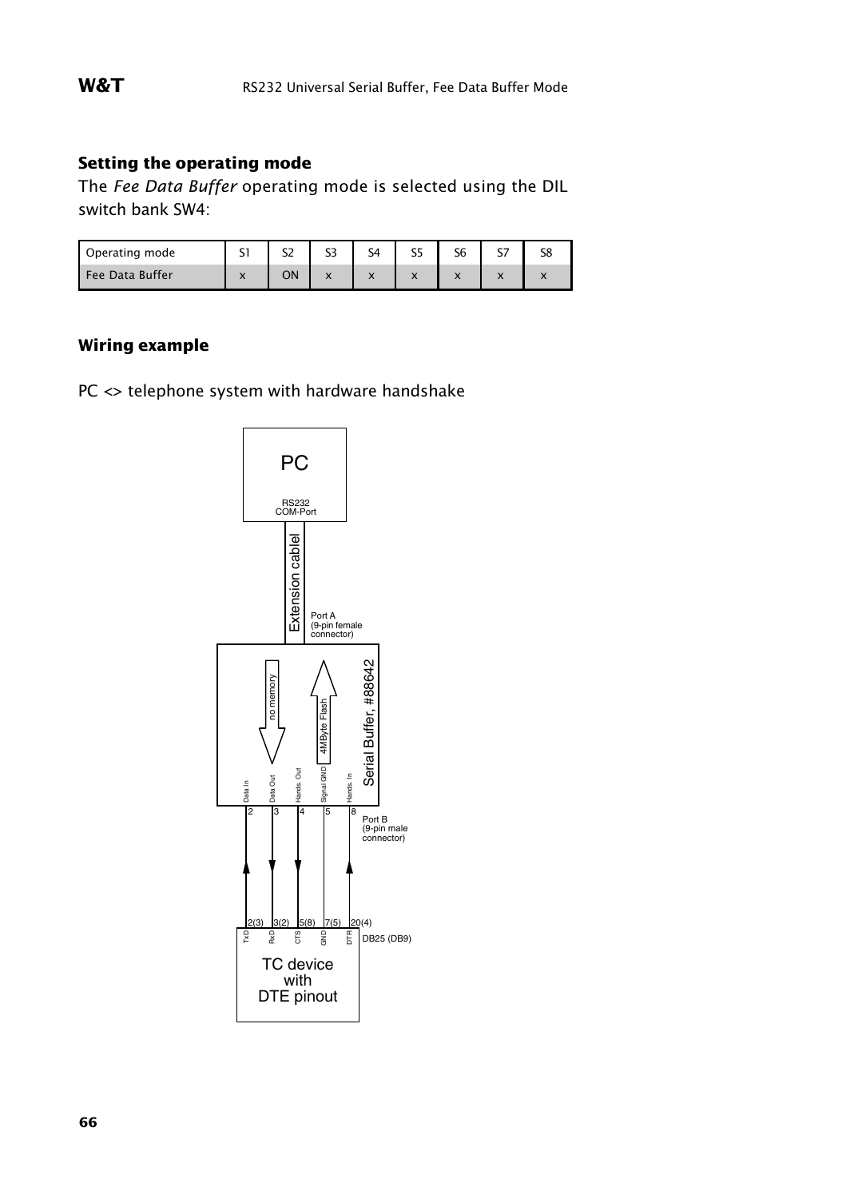## Setting the operating mode

The *Fee Data Buffer* operating mode is selected using the DIL switch bank SW4:

| Operating mode | S1 | S2 | S3 | S4 | S5 | S6 | S7 | S8 |
|---|---|---|---|---|---|---|---|---|
| Fee Data Buffer | x | ON | x | x | x | x | x | x |

## Wiring example

PC <> telephone system with hardware handshake

PC

RS232 COM-Port

Extension cablel

Port A (9-pin female connector)

Serial Buffer, #88642

no memory

4MByte Flash

| Data In | Data Out | Hands. Out | Signal GND | Hands. In |
|---|---|---|---|---|
| 2 | 3 | 4 | 5 | 8 |

Port B (9-pin male connector)

| 2(3) | 3(2) | 5(8) | 7(5) | 20(4) |
|---|---|---|---|---|
| TxD | RxD | CTS | GND | DTR |

DB25 (DB9)

TC device with DTE pinout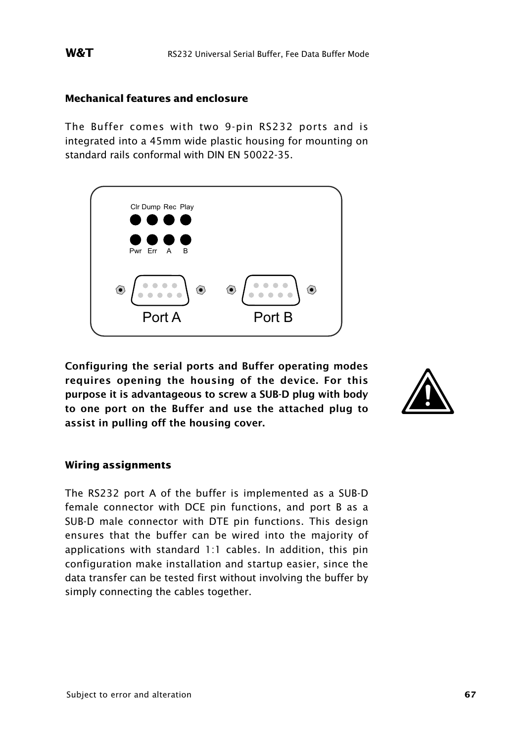### Mechanical features and enclosure

The Buffer comes with two 9-pin RS232 ports and is integrated into a 45mm wide plastic housing for mounting on standard rails conformal with DIN EN 50022-35.

Clr Dump Rec Play

Pwr Err A B

Port A Port B

**Configuring the serial ports and Buffer operating modes requires opening the housing of the device. For this purpose it is advantageous to screw a SUB-D plug with body to one port on the Buffer and use the attached plug to assist in pulling off the housing cover.**

### Wiring assignments

The RS232 port A of the buffer is implemented as a SUB-D female connector with DCE pin functions, and port B as a SUB-D male connector with DTE pin functions. This design ensures that the buffer can be wired into the majority of applications with standard 1:1 cables. In addition, this pin configuration make installation and startup easier, since the data transfer can be tested first without involving the buffer by simply connecting the cables together.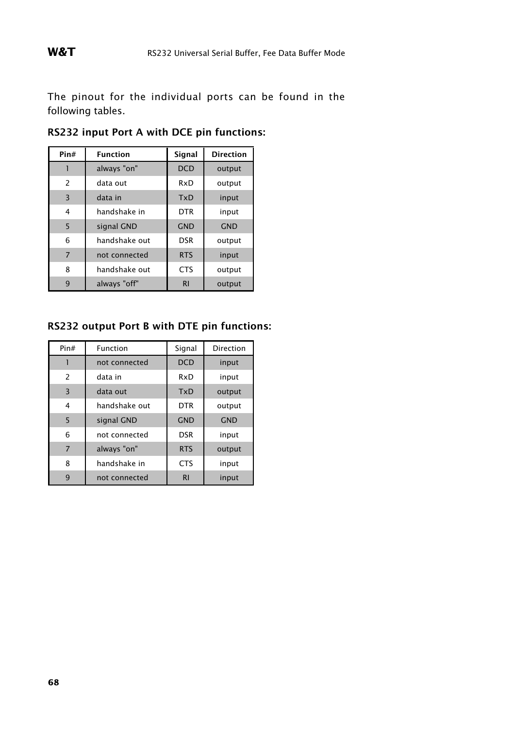The pinout for the individual ports can be found in the following tables.

## RS232 input Port A with DCE pin functions:

| Pin# | Function | Signal | Direction |
|---|---|---|---|
| 1 | always "on" | DCD | output |
| 2 | data out | RxD | output |
| 3 | data in | TxD | input |
| 4 | handshake in | DTR | input |
| 5 | signal GND | GND | GND |
| 6 | handshake out | DSR | output |
| 7 | not connected | RTS | input |
| 8 | handshake out | CTS | output |
| 9 | always "off" | RI | output |

## RS232 output Port B with DTE pin functions:

| Pin# | Function | Signal | Direction |
|---|---|---|---|
| 1 | not connected | DCD | input |
| 2 | data in | RxD | input |
| 3 | data out | TxD | output |
| 4 | handshake out | DTR | output |
| 5 | signal GND | GND | GND |
| 6 | not connected | DSR | input |
| 7 | always "on" | RTS | output |
| 8 | handshake in | CTS | input |
| 9 | not connected | RI | input |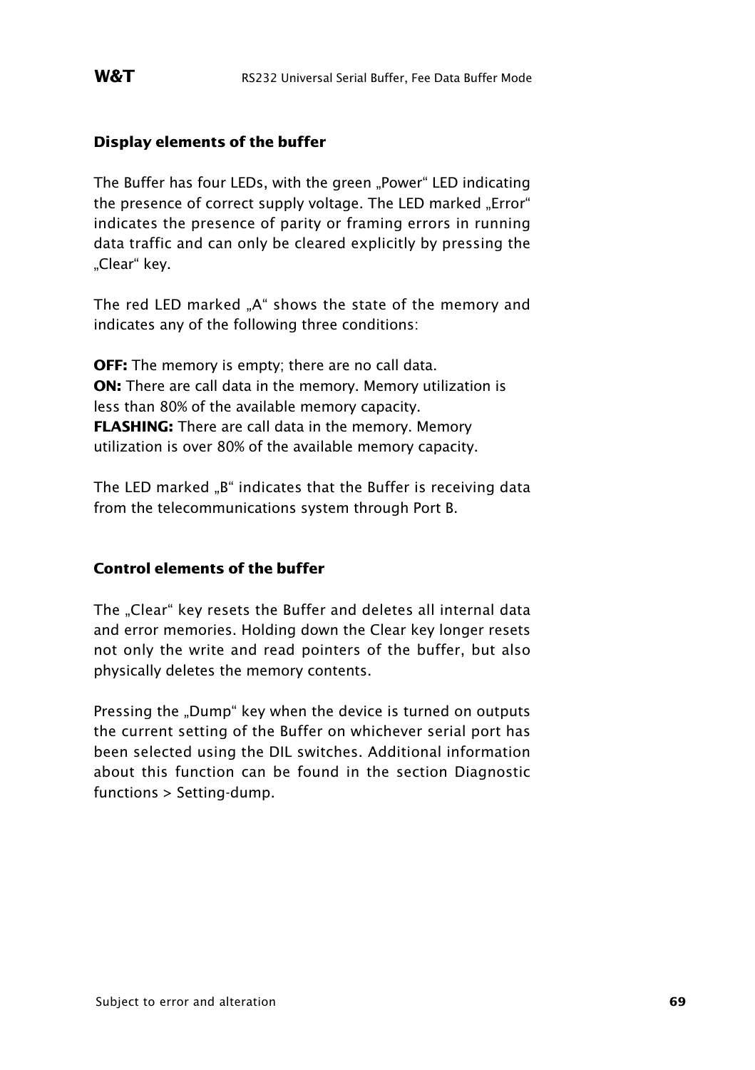### Display elements of the buffer

The Buffer has four LEDs, with the green „Power“ LED indicating the presence of correct supply voltage. The LED marked „Error“ indicates the presence of parity or framing errors in running data traffic and can only be cleared explicitly by pressing the „Clear“ key.

The red LED marked „A“ shows the state of the memory and indicates any of the following three conditions:

**OFF:** The memory is empty; there are no call data.
**ON:** There are call data in the memory. Memory utilization is less than 80% of the available memory capacity.
**FLASHING:** There are call data in the memory. Memory utilization is over 80% of the available memory capacity.

The LED marked „B“ indicates that the Buffer is receiving data from the telecommunications system through Port B.

### Control elements of the buffer

The „Clear“ key resets the Buffer and deletes all internal data and error memories. Holding down the Clear key longer resets not only the write and read pointers of the buffer, but also physically deletes the memory contents.

Pressing the „Dump“ key when the device is turned on outputs the current setting of the Buffer on whichever serial port has been selected using the DIL switches. Additional information about this function can be found in the section Diagnostic functions > Setting-dump.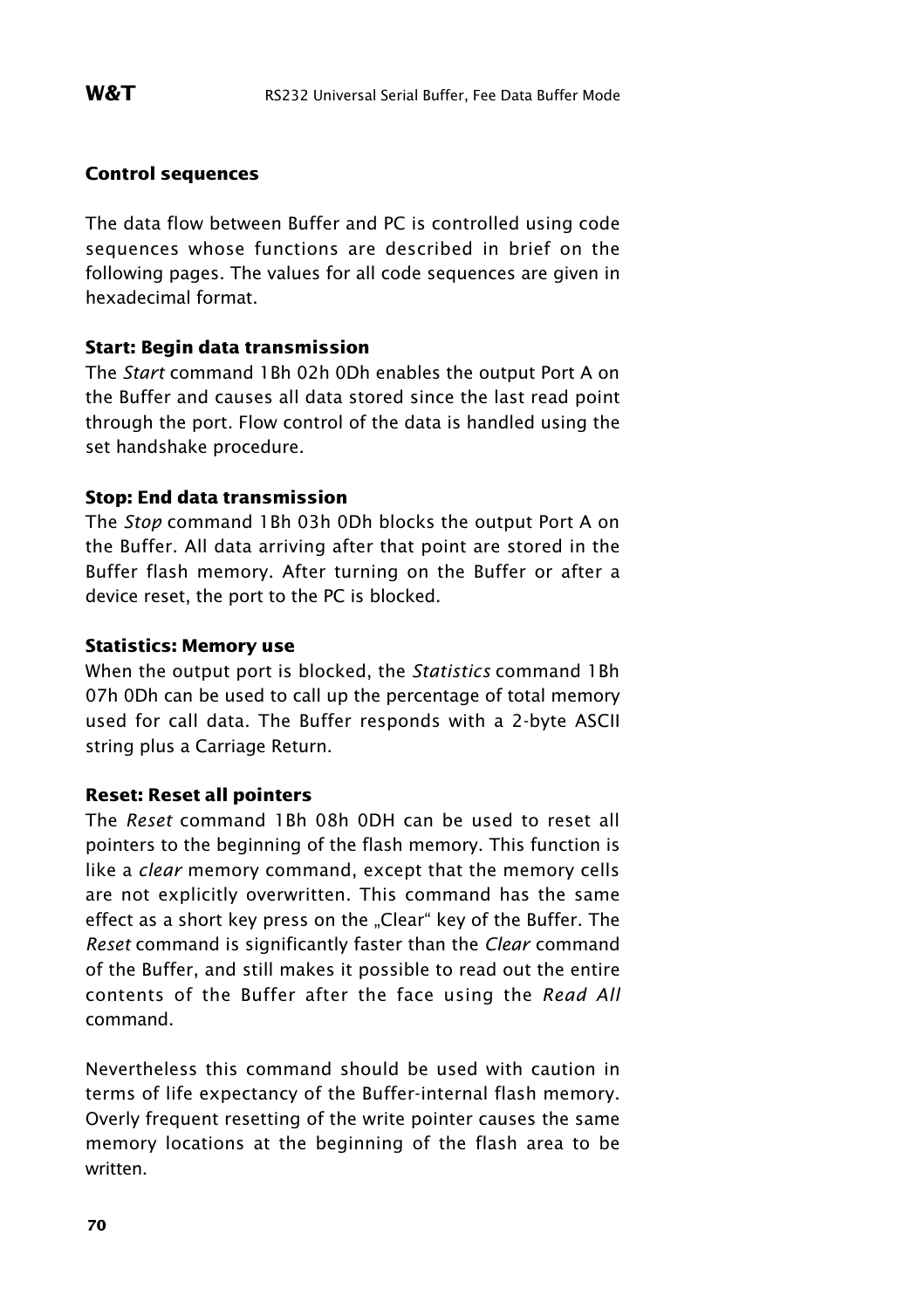## Control sequences

The data flow between Buffer and PC is controlled using code sequences whose functions are described in brief on the following pages. The values for all code sequences are given in hexadecimal format.

### Start: Begin data transmission

The *Start* command 1Bh 02h 0Dh enables the output Port A on the Buffer and causes all data stored since the last read point through the port. Flow control of the data is handled using the set handshake procedure.

### Stop: End data transmission

The *Stop* command 1Bh 03h 0Dh blocks the output Port A on the Buffer. All data arriving after that point are stored in the Buffer flash memory. After turning on the Buffer or after a device reset, the port to the PC is blocked.

### Statistics: Memory use

When the output port is blocked, the *Statistics* command 1Bh 07h 0Dh can be used to call up the percentage of total memory used for call data. The Buffer responds with a 2-byte ASCII string plus a Carriage Return.

### Reset: Reset all pointers

The *Reset* command 1Bh 08h 0DH can be used to reset all pointers to the beginning of the flash memory. This function is like a *clear* memory command, except that the memory cells are not explicitly overwritten. This command has the same effect as a short key press on the „Clear" key of the Buffer. The *Reset* command is significantly faster than the *Clear* command of the Buffer, and still makes it possible to read out the entire contents of the Buffer after the face using the *Read All* command.

Nevertheless this command should be used with caution in terms of life expectancy of the Buffer-internal flash memory. Overly frequent resetting of the write pointer causes the same memory locations at the beginning of the flash area to be written.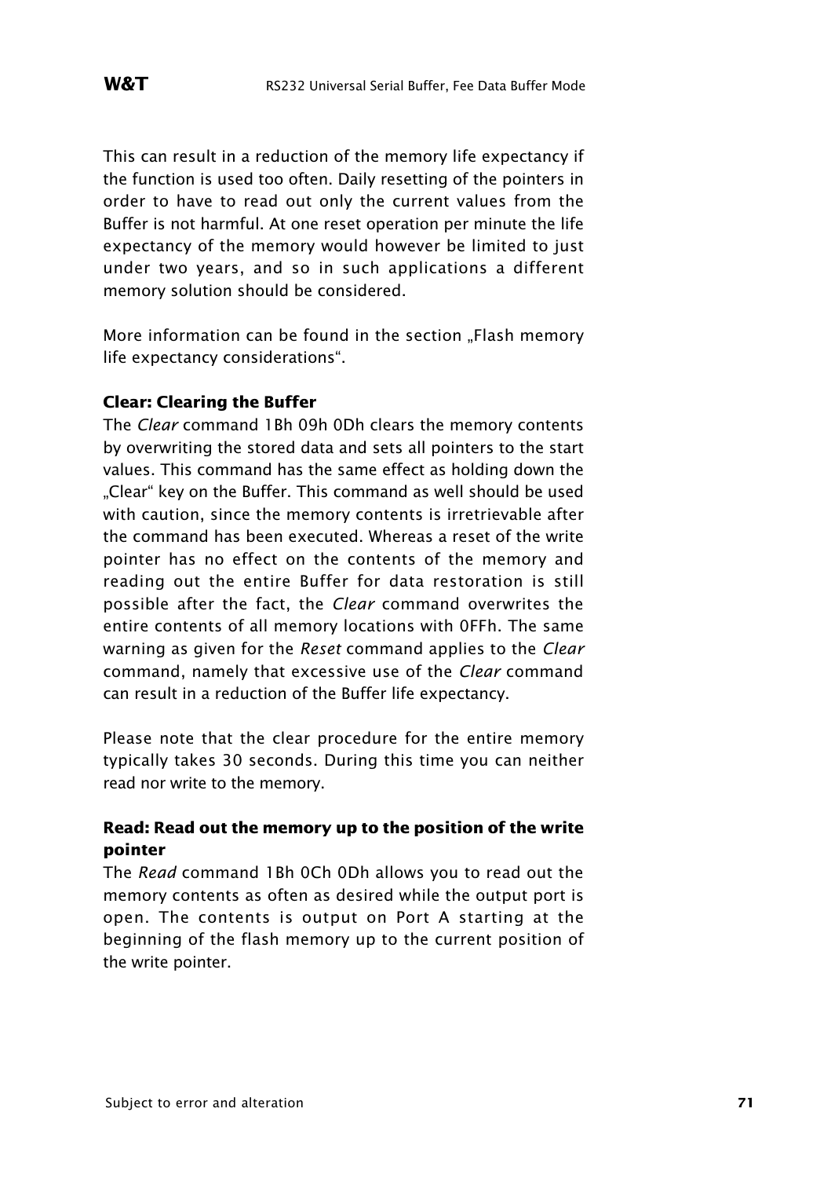This can result in a reduction of the memory life expectancy if the function is used too often. Daily resetting of the pointers in order to have to read out only the current values from the Buffer is not harmful. At one reset operation per minute the life expectancy of the memory would however be limited to just under two years, and so in such applications a different memory solution should be considered.

More information can be found in the section „Flash memory life expectancy considerations“.

#### Clear: Clearing the Buffer

The *Clear* command 1Bh 09h 0Dh clears the memory contents by overwriting the stored data and sets all pointers to the start values. This command has the same effect as holding down the „Clear“ key on the Buffer. This command as well should be used with caution, since the memory contents is irretrievable after the command has been executed. Whereas a reset of the write pointer has no effect on the contents of the memory and reading out the entire Buffer for data restoration is still possible after the fact, the *Clear* command overwrites the entire contents of all memory locations with 0FFh. The same warning as given for the *Reset* command applies to the *Clear* command, namely that excessive use of the *Clear* command can result in a reduction of the Buffer life expectancy.

Please note that the clear procedure for the entire memory typically takes 30 seconds. During this time you can neither read nor write to the memory.

#### Read: Read out the memory up to the position of the write pointer

The *Read* command 1Bh 0Ch 0Dh allows you to read out the memory contents as often as desired while the output port is open. The contents is output on Port A starting at the beginning of the flash memory up to the current position of the write pointer.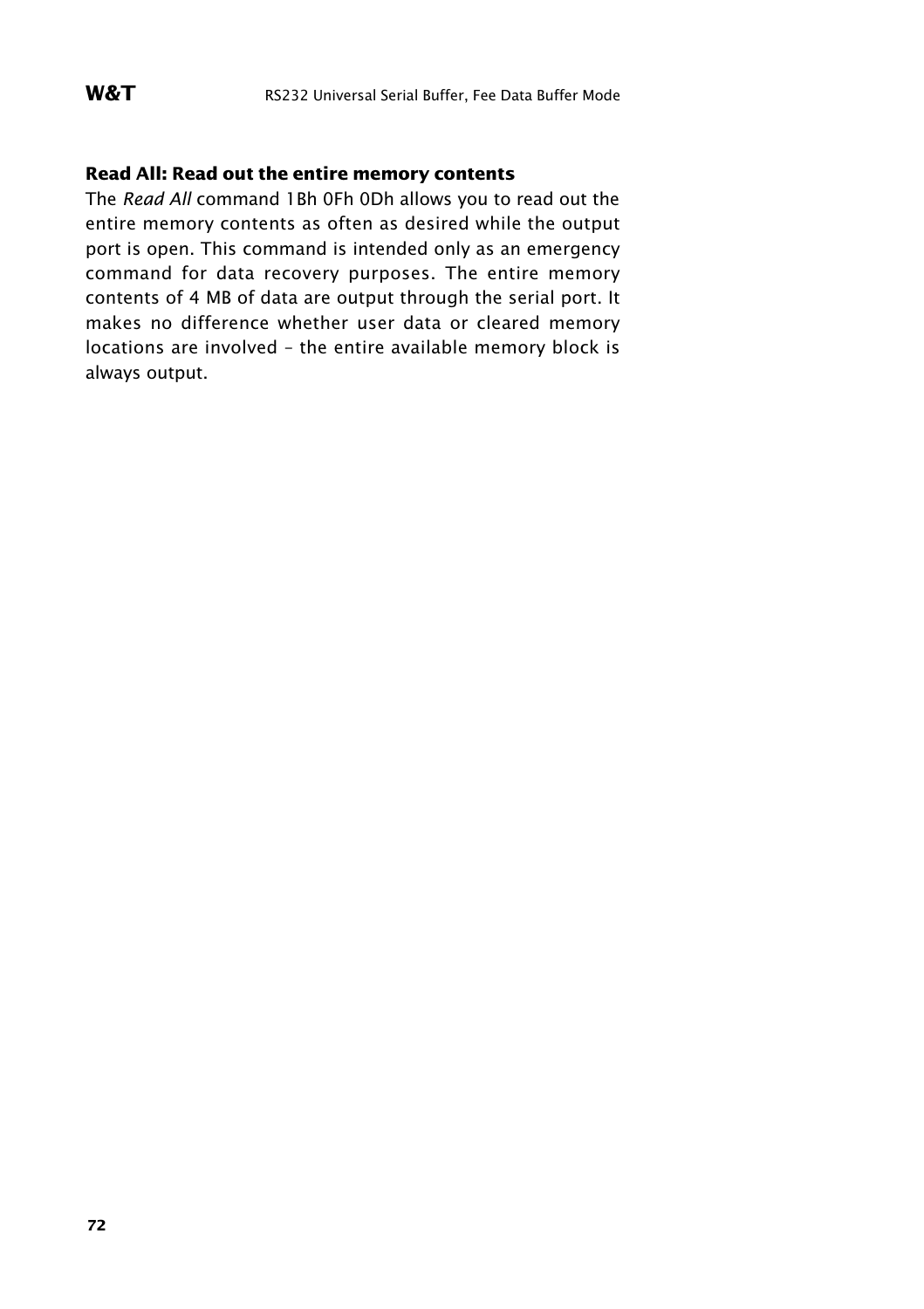### Read All: Read out the entire memory contents

The *Read All* command 1Bh 0Fh 0Dh allows you to read out the entire memory contents as often as desired while the output port is open. This command is intended only as an emergency command for data recovery purposes. The entire memory contents of 4 MB of data are output through the serial port. It makes no difference whether user data or cleared memory locations are involved – the entire available memory block is always output.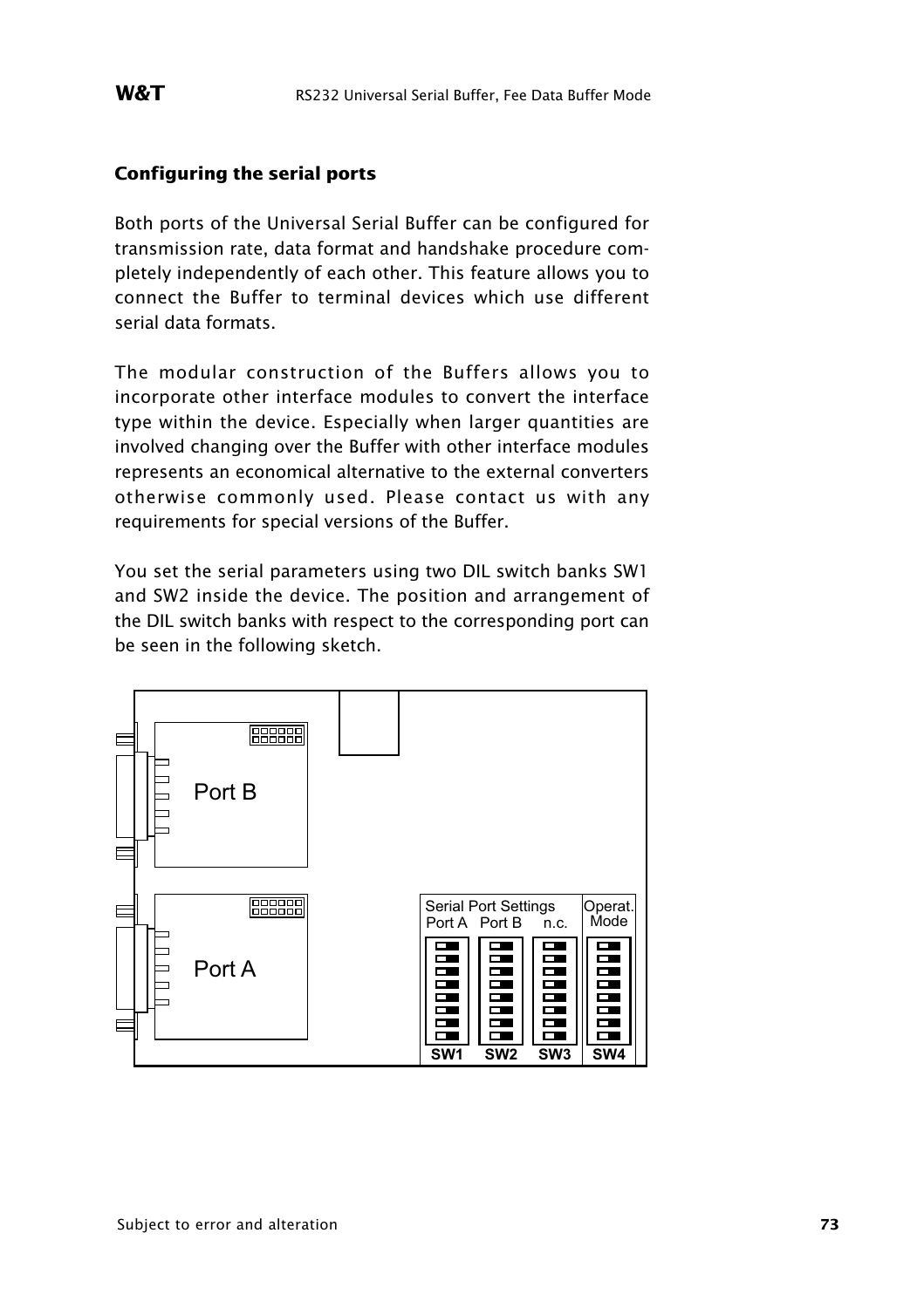## Configuring the serial ports

Both ports of the Universal Serial Buffer can be configured for transmission rate, data format and handshake procedure completely independently of each other. This feature allows you to connect the Buffer to terminal devices which use different serial data formats.

The modular construction of the Buffers allows you to incorporate other interface modules to convert the interface type within the device. Especially when larger quantities are involved changing over the Buffer with other interface modules represents an economical alternative to the external converters otherwise commonly used. Please contact us with any requirements for special versions of the Buffer.

You set the serial parameters using two DIL switch banks SW1 and SW2 inside the device. The position and arrangement of the DIL switch banks with respect to the corresponding port can be seen in the following sketch.

Port B

Port A

Serial Port Settings
Port A Port B n.c.

Operat. Mode

SW1 SW2 SW3 SW4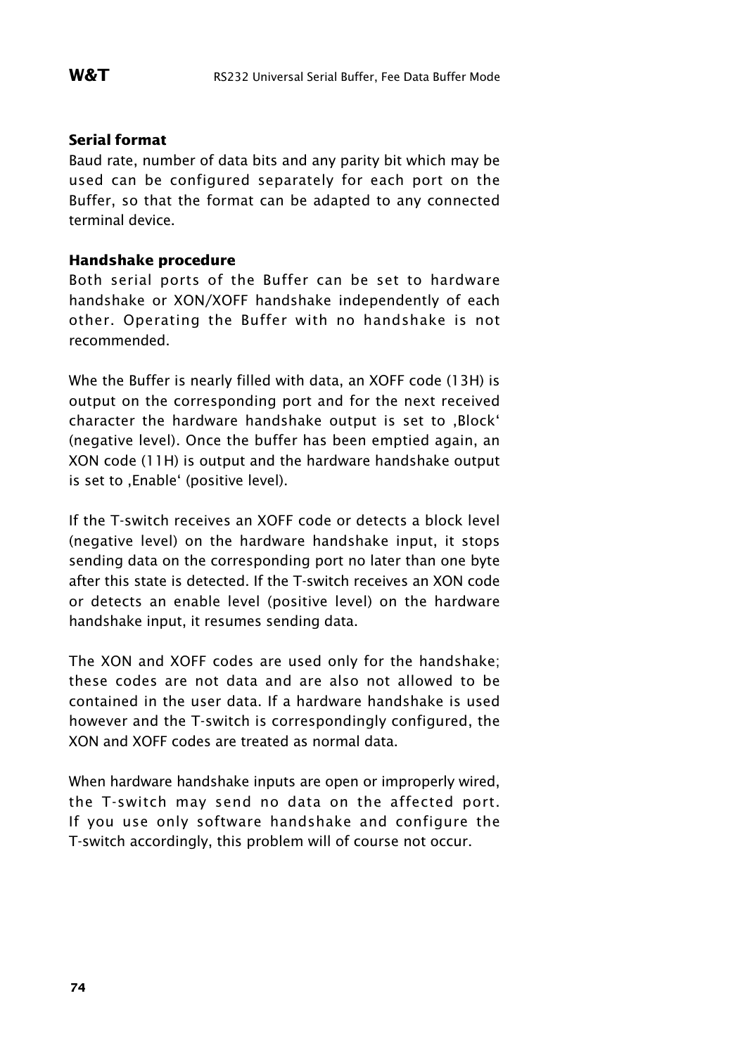### Serial format

Baud rate, number of data bits and any parity bit which may be used can be configured separately for each port on the Buffer, so that the format can be adapted to any connected terminal device.

### Handshake procedure

Both serial ports of the Buffer can be set to hardware handshake or XON/XOFF handshake independently of each other. Operating the Buffer with no handshake is not recommended.

Whe the Buffer is nearly filled with data, an XOFF code (13H) is output on the corresponding port and for the next received character the hardware handshake output is set to ‚Block' (negative level). Once the buffer has been emptied again, an XON code (11H) is output and the hardware handshake output is set to ‚Enable' (positive level).

If the T-switch receives an XOFF code or detects a block level (negative level) on the hardware handshake input, it stops sending data on the corresponding port no later than one byte after this state is detected. If the T-switch receives an XON code or detects an enable level (positive level) on the hardware handshake input, it resumes sending data.

The XON and XOFF codes are used only for the handshake; these codes are not data and are also not allowed to be contained in the user data. If a hardware handshake is used however and the T-switch is correspondingly configured, the XON and XOFF codes are treated as normal data.

When hardware handshake inputs are open or improperly wired, the T-switch may send no data on the affected port. If you use only software handshake and configure the T-switch accordingly, this problem will of course not occur.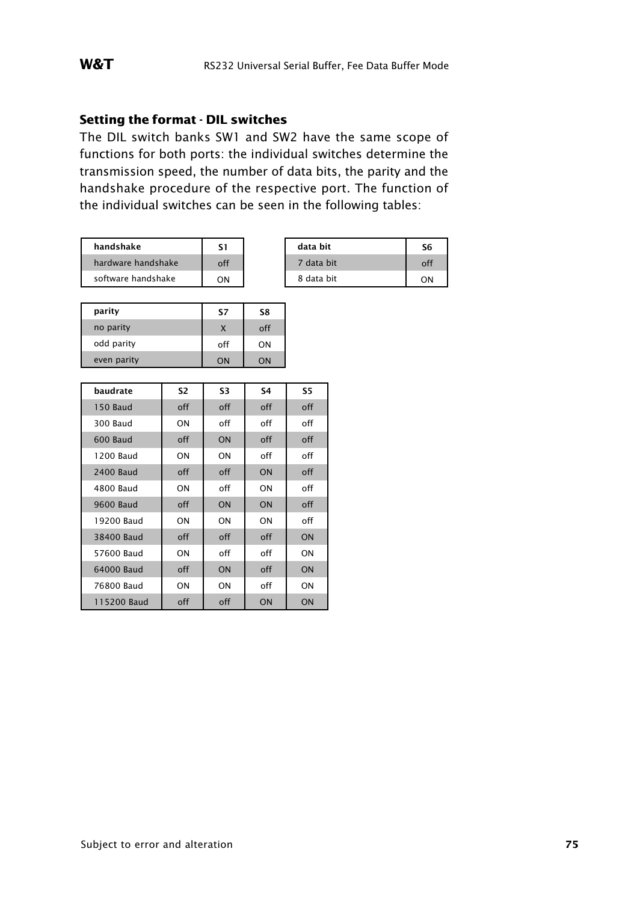### Setting the format - DIL switches

The DIL switch banks SW1 and SW2 have the same scope of functions for both ports: the individual switches determine the transmission speed, the number of data bits, the parity and the handshake procedure of the respective port. The function of the individual switches can be seen in the following tables:

| handshake | S1 |
|---|---|
| hardware handshake | off |
| software handshake | ON |

| data bit | S6 |
|---|---|
| 7 data bit | off |
| 8 data bit | ON |

| parity | S7 | S8 |
|---|---|---|
| no parity | X | off |
| odd parity | off | ON |
| even parity | ON | ON |

| baudrate | S2 | S3 | S4 | S5 |
|---|---|---|---|---|
| 150 Baud | off | off | off | off |
| 300 Baud | ON | off | off | off |
| 600 Baud | off | ON | off | off |
| 1200 Baud | ON | ON | off | off |
| 2400 Baud | off | off | ON | off |
| 4800 Baud | ON | off | ON | off |
| 9600 Baud | off | ON | ON | off |
| 19200 Baud | ON | ON | ON | off |
| 38400 Baud | off | off | off | ON |
| 57600 Baud | ON | off | off | ON |
| 64000 Baud | off | ON | off | ON |
| 76800 Baud | ON | ON | off | ON |
| 115200 Baud | off | off | ON | ON |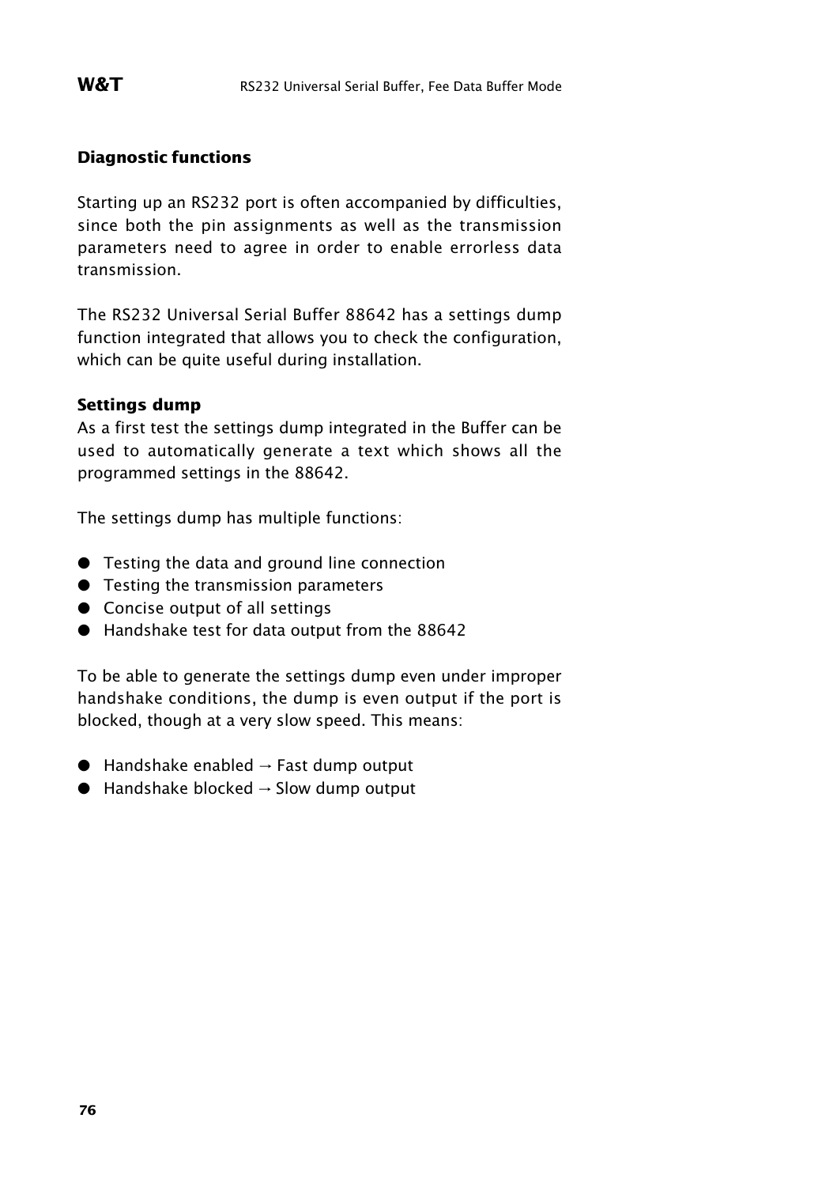## Diagnostic functions

Starting up an RS232 port is often accompanied by difficulties, since both the pin assignments as well as the transmission parameters need to agree in order to enable errorless data transmission.

The RS232 Universal Serial Buffer 88642 has a settings dump function integrated that allows you to check the configuration, which can be quite useful during installation.

### Settings dump

As a first test the settings dump integrated in the Buffer can be used to automatically generate a text which shows all the programmed settings in the 88642.

The settings dump has multiple functions:

- Testing the data and ground line connection
- Testing the transmission parameters
- Concise output of all settings
- Handshake test for data output from the 88642

To be able to generate the settings dump even under improper handshake conditions, the dump is even output if the port is blocked, though at a very slow speed. This means:

- Handshake enabled → Fast dump output
- Handshake blocked → Slow dump output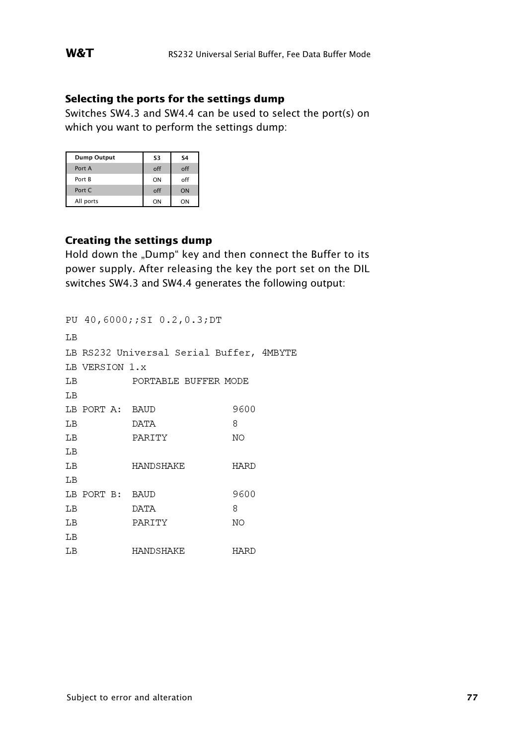### Selecting the ports for the settings dump

Switches SW4.3 and SW4.4 can be used to select the port(s) on which you want to perform the settings dump:

| Dump Output | S3 | S4 |
|---|---|---|
| Port A | off | off |
| Port B | ON | off |
| Port C | off | ON |
| All ports | ON | ON |

### Creating the settings dump

Hold down the „Dump“ key and then connect the Buffer to its power supply. After releasing the key the port set on the DIL switches SW4.3 and SW4.4 generates the following output:

```
PU 40,6000;;SI 0.2,0.3;DT
LB
LB RS232 Universal Serial Buffer, 4MBYTE
LB VERSION 1.x
LB          PORTABLE BUFFER MODE
LB
LB PORT A:  BAUD             9600
LB          DATA             8
LB          PARITY           NO
LB
LB          HANDSHAKE        HARD
LB
LB PORT B:  BAUD             9600
LB          DATA             8
LB          PARITY           NO
LB
LB          HANDSHAKE        HARD
```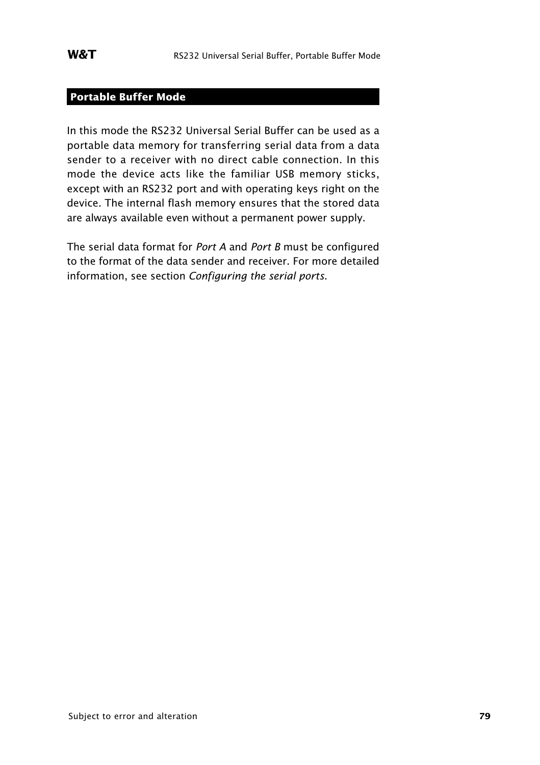## Portable Buffer Mode

In this mode the RS232 Universal Serial Buffer can be used as a portable data memory for transferring serial data from a data sender to a receiver with no direct cable connection. In this mode the device acts like the familiar USB memory sticks, except with an RS232 port and with operating keys right on the device. The internal flash memory ensures that the stored data are always available even without a permanent power supply.

The serial data format for *Port A* and *Port B* must be configured to the format of the data sender and receiver. For more detailed information, see section *Configuring the serial ports*.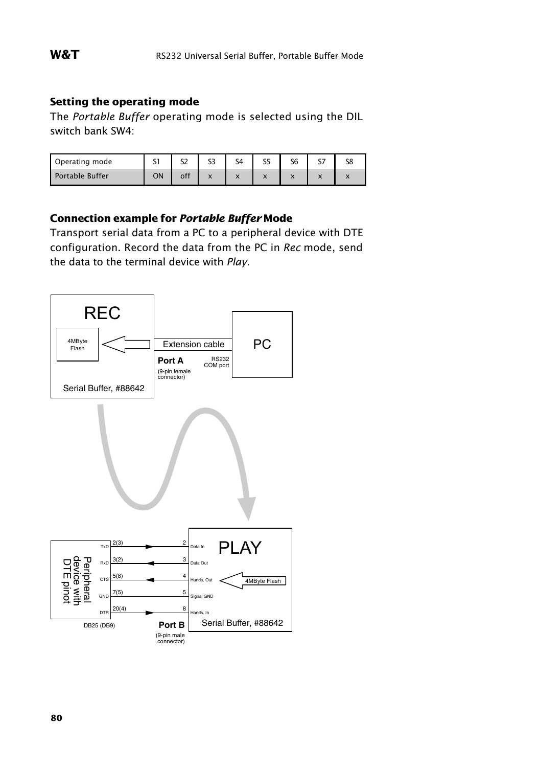### Setting the operating mode

The *Portable Buffer* operating mode is selected using the DIL switch bank SW4:

| Operating mode | S1 | S2 | S3 | S4 | S5 | S6 | S7 | S8 |
|---|---|---|---|---|---|---|---|---|
| Portable Buffer | ON | off | x | x | x | x | x | x |

### Connection example for *Portable Buffer* Mode

Transport serial data from a PC to a peripheral device with DTE configuration. Record the data from the PC in *Rec* mode, send the data to the terminal device with *Play*.

REC

4MByte Flash

Serial Buffer, #88642

Extension cable

**Port A**
(9-pin female connector)

RS232 COM port

PC

Peripheral device with DTE pinot

| | | | |
|---|---|---|---|
| TxD | 2(3) | 2 | Data In |
| RxD | 3(2) | 3 | Data Out |
| CTS | 5(8) | 4 | Hands. Out |
| GND | 7(5) | 5 | Signal GND |
| DTR | 20(4) | 8 | Hands. In |

DB25 (DB9)

**Port B**
(9-pin male connector)

PLAY

4MByte Flash

Serial Buffer, #88642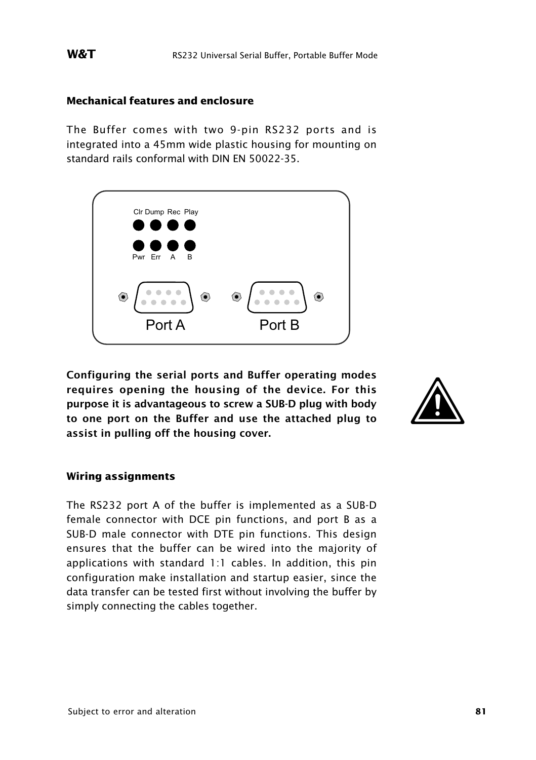### Mechanical features and enclosure

The Buffer comes with two 9-pin RS232 ports and is integrated into a 45mm wide plastic housing for mounting on standard rails conformal with DIN EN 50022-35.

Clr Dump Rec Play

Pwr Err A B

Port A Port B

**Configuring the serial ports and Buffer operating modes requires opening the housing of the device. For this purpose it is advantageous to screw a SUB-D plug with body to one port on the Buffer and use the attached plug to assist in pulling off the housing cover.**

### Wiring assignments

The RS232 port A of the buffer is implemented as a SUB-D female connector with DCE pin functions, and port B as a SUB-D male connector with DTE pin functions. This design ensures that the buffer can be wired into the majority of applications with standard 1:1 cables. In addition, this pin configuration make installation and startup easier, since the data transfer can be tested first without involving the buffer by simply connecting the cables together.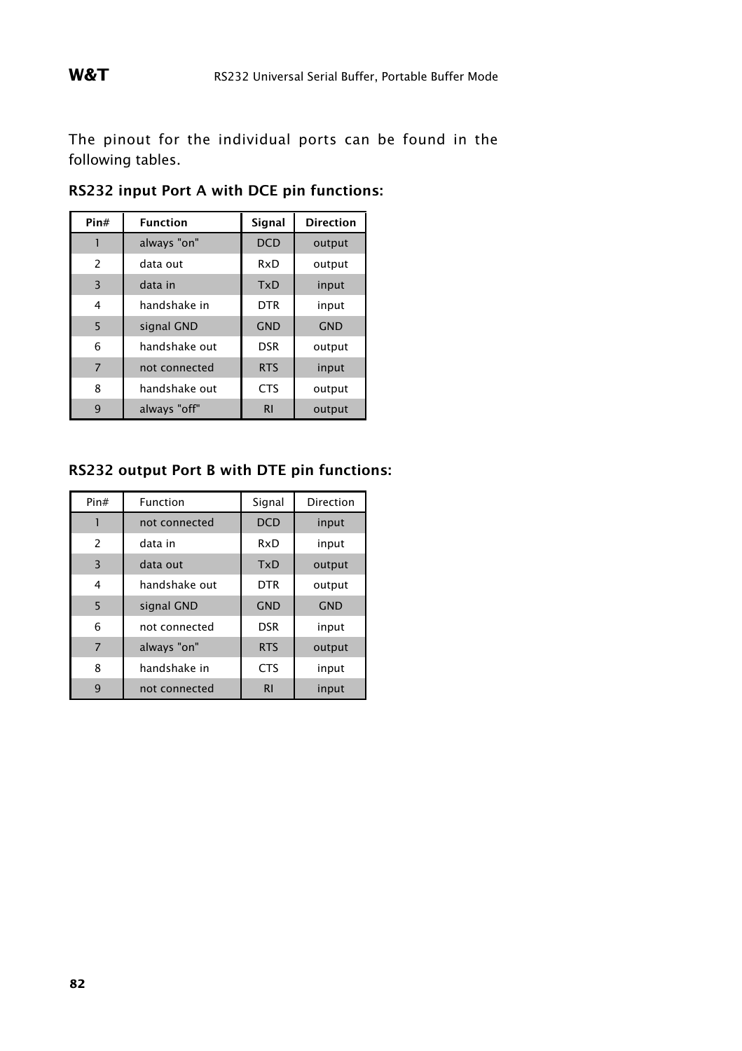The pinout for the individual ports can be found in the following tables.

## RS232 input Port A with DCE pin functions:

| Pin# | Function | Signal | Direction |
|---|---|---|---|
| 1 | always "on" | DCD | output |
| 2 | data out | RxD | output |
| 3 | data in | TxD | input |
| 4 | handshake in | DTR | input |
| 5 | signal GND | GND | GND |
| 6 | handshake out | DSR | output |
| 7 | not connected | RTS | input |
| 8 | handshake out | CTS | output |
| 9 | always "off" | RI | output |

## RS232 output Port B with DTE pin functions:

| Pin# | Function | Signal | Direction |
|---|---|---|---|
| 1 | not connected | DCD | input |
| 2 | data in | RxD | input |
| 3 | data out | TxD | output |
| 4 | handshake out | DTR | output |
| 5 | signal GND | GND | GND |
| 6 | not connected | DSR | input |
| 7 | always "on" | RTS | output |
| 8 | handshake in | CTS | input |
| 9 | not connected | RI | input |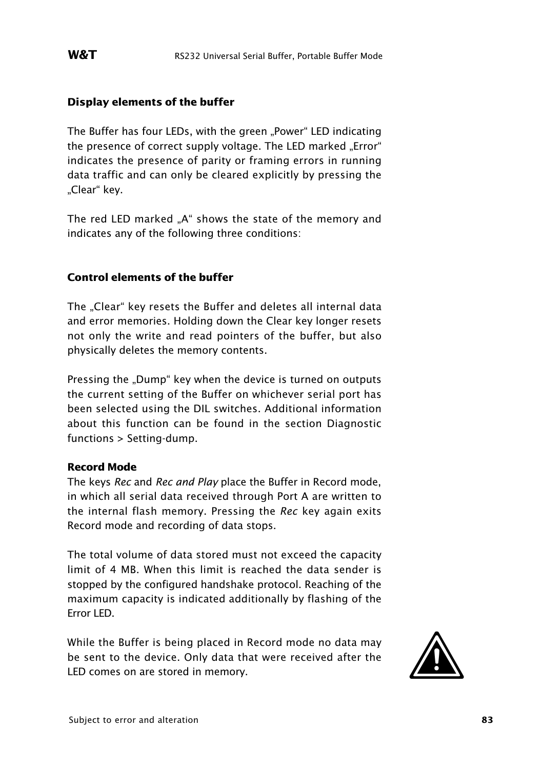### Display elements of the buffer

The Buffer has four LEDs, with the green „Power“ LED indicating the presence of correct supply voltage. The LED marked „Error“ indicates the presence of parity or framing errors in running data traffic and can only be cleared explicitly by pressing the „Clear“ key.

The red LED marked „A“ shows the state of the memory and indicates any of the following three conditions:

### Control elements of the buffer

The „Clear“ key resets the Buffer and deletes all internal data and error memories. Holding down the Clear key longer resets not only the write and read pointers of the buffer, but also physically deletes the memory contents.

Pressing the „Dump“ key when the device is turned on outputs the current setting of the Buffer on whichever serial port has been selected using the DIL switches. Additional information about this function can be found in the section Diagnostic functions > Setting-dump.

#### Record Mode

The keys *Rec* and *Rec and Play* place the Buffer in Record mode, in which all serial data received through Port A are written to the internal flash memory. Pressing the *Rec* key again exits Record mode and recording of data stops.

The total volume of data stored must not exceed the capacity limit of 4 MB. When this limit is reached the data sender is stopped by the configured handshake protocol. Reaching of the maximum capacity is indicated additionally by flashing of the Error LED.

While the Buffer is being placed in Record mode no data may be sent to the device. Only data that were received after the LED comes on are stored in memory.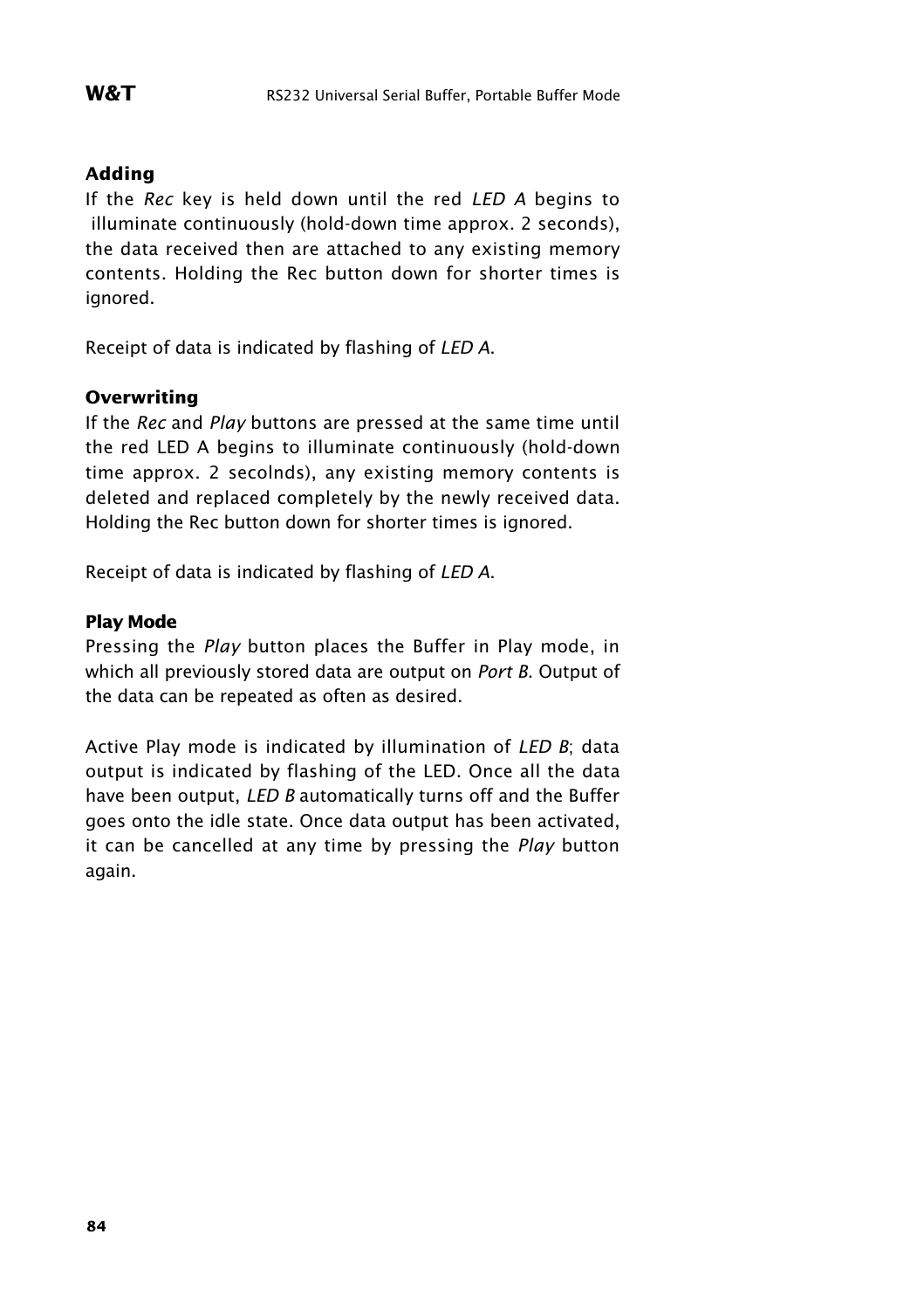### Adding

If the *Rec* key is held down until the red *LED A* begins to illuminate continuously (hold-down time approx. 2 seconds), the data received then are attached to any existing memory contents. Holding the Rec button down for shorter times is ignored.

Receipt of data is indicated by flashing of *LED A*.

### Overwriting

If the *Rec* and *Play* buttons are pressed at the same time until the red LED A begins to illuminate continuously (hold-down time approx. 2 secolnds), any existing memory contents is deleted and replaced completely by the newly received data. Holding the Rec button down for shorter times is ignored.

Receipt of data is indicated by flashing of *LED A*.

### Play Mode

Pressing the *Play* button places the Buffer in Play mode, in which all previously stored data are output on *Port B*. Output of the data can be repeated as often as desired.

Active Play mode is indicated by illumination of *LED B*; data output is indicated by flashing of the LED. Once all the data have been output, *LED B* automatically turns off and the Buffer goes onto the idle state. Once data output has been activated, it can be cancelled at any time by pressing the *Play* button again.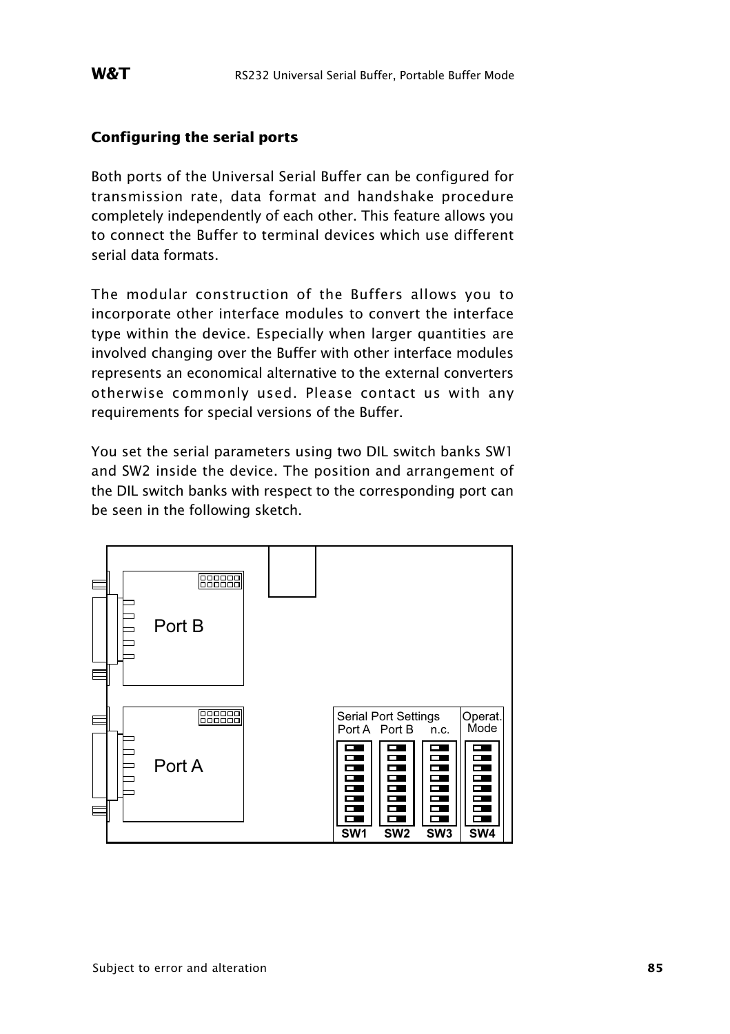## Configuring the serial ports

Both ports of the Universal Serial Buffer can be configured for transmission rate, data format and handshake procedure completely independently of each other. This feature allows you to connect the Buffer to terminal devices which use different serial data formats.

The modular construction of the Buffers allows you to incorporate other interface modules to convert the interface type within the device. Especially when larger quantities are involved changing over the Buffer with other interface modules represents an economical alternative to the external converters otherwise commonly used. Please contact us with any requirements for special versions of the Buffer.

You set the serial parameters using two DIL switch banks SW1 and SW2 inside the device. The position and arrangement of the DIL switch banks with respect to the corresponding port can be seen in the following sketch.

Port B

Port A

Serial Port Settings
Port A Port B n.c.

Operat. Mode

SW1 SW2 SW3 SW4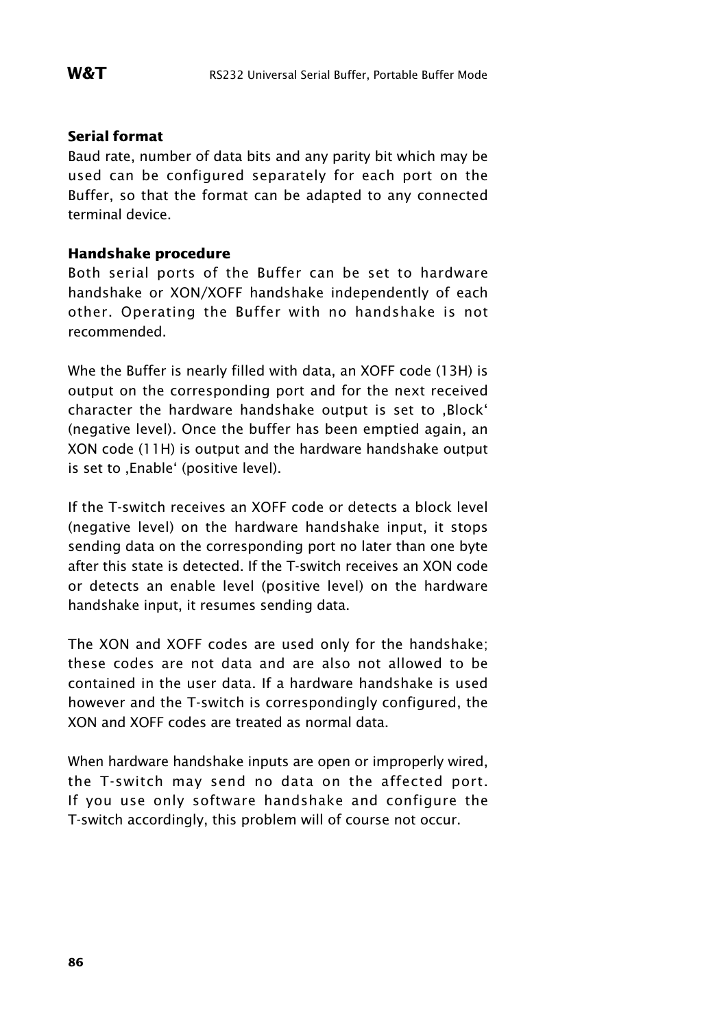**Serial format**

Baud rate, number of data bits and any parity bit which may be used can be configured separately for each port on the Buffer, so that the format can be adapted to any connected terminal device.

**Handshake procedure**

Both serial ports of the Buffer can be set to hardware handshake or XON/XOFF handshake independently of each other. Operating the Buffer with no handshake is not recommended.

Whe the Buffer is nearly filled with data, an XOFF code (13H) is output on the corresponding port and for the next received character the hardware handshake output is set to ‚Block‘ (negative level). Once the buffer has been emptied again, an XON code (11H) is output and the hardware handshake output is set to ‚Enable‘ (positive level).

If the T-switch receives an XOFF code or detects a block level (negative level) on the hardware handshake input, it stops sending data on the corresponding port no later than one byte after this state is detected. If the T-switch receives an XON code or detects an enable level (positive level) on the hardware handshake input, it resumes sending data.

The XON and XOFF codes are used only for the handshake; these codes are not data and are also not allowed to be contained in the user data. If a hardware handshake is used however and the T-switch is correspondingly configured, the XON and XOFF codes are treated as normal data.

When hardware handshake inputs are open or improperly wired, the T-switch may send no data on the affected port. If you use only software handshake and configure the T-switch accordingly, this problem will of course not occur.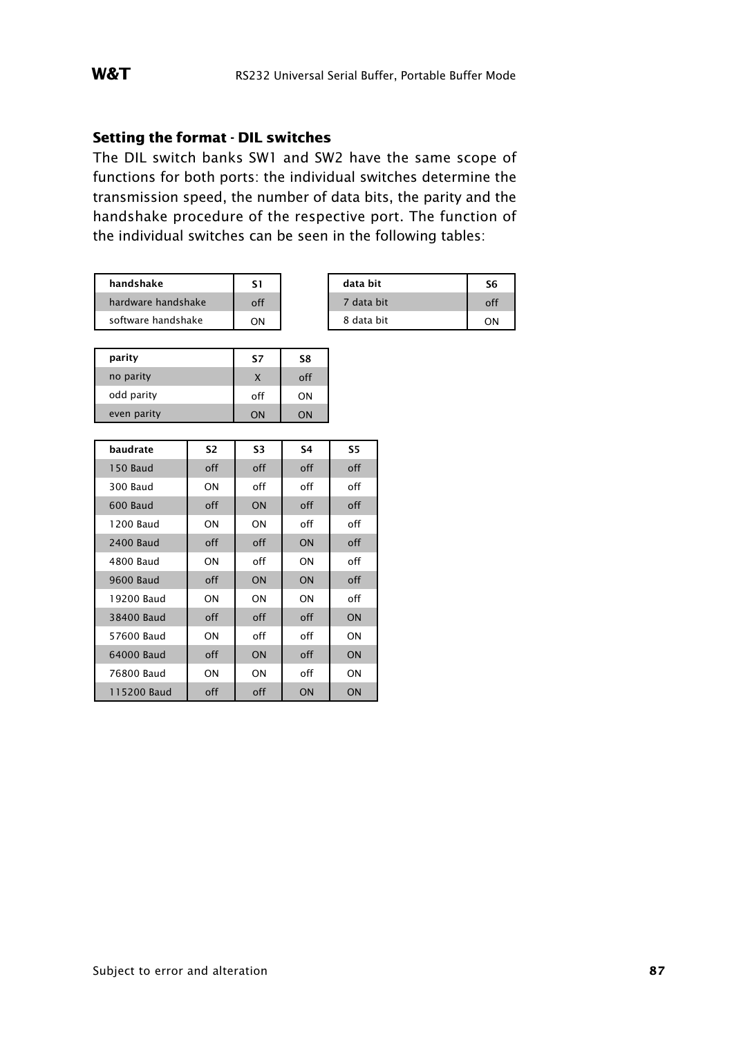## Setting the format - DIL switches

The DIL switch banks SW1 and SW2 have the same scope of functions for both ports: the individual switches determine the transmission speed, the number of data bits, the parity and the handshake procedure of the respective port. The function of the individual switches can be seen in the following tables:

| handshake | S1 |
|---|---|
| hardware handshake | off |
| software handshake | ON |

| data bit | S6 |
|---|---|
| 7 data bit | off |
| 8 data bit | ON |

| parity | S7 | S8 |
|---|---|---|
| no parity | X | off |
| odd parity | off | ON |
| even parity | ON | ON |

| baudrate | S2 | S3 | S4 | S5 |
|---|---|---|---|---|
| 150 Baud | off | off | off | off |
| 300 Baud | ON | off | off | off |
| 600 Baud | off | ON | off | off |
| 1200 Baud | ON | ON | off | off |
| 2400 Baud | off | off | ON | off |
| 4800 Baud | ON | off | ON | off |
| 9600 Baud | off | ON | ON | off |
| 19200 Baud | ON | ON | ON | off |
| 38400 Baud | off | off | off | ON |
| 57600 Baud | ON | off | off | ON |
| 64000 Baud | off | ON | off | ON |
| 76800 Baud | ON | ON | off | ON |
| 115200 Baud | off | off | ON | ON |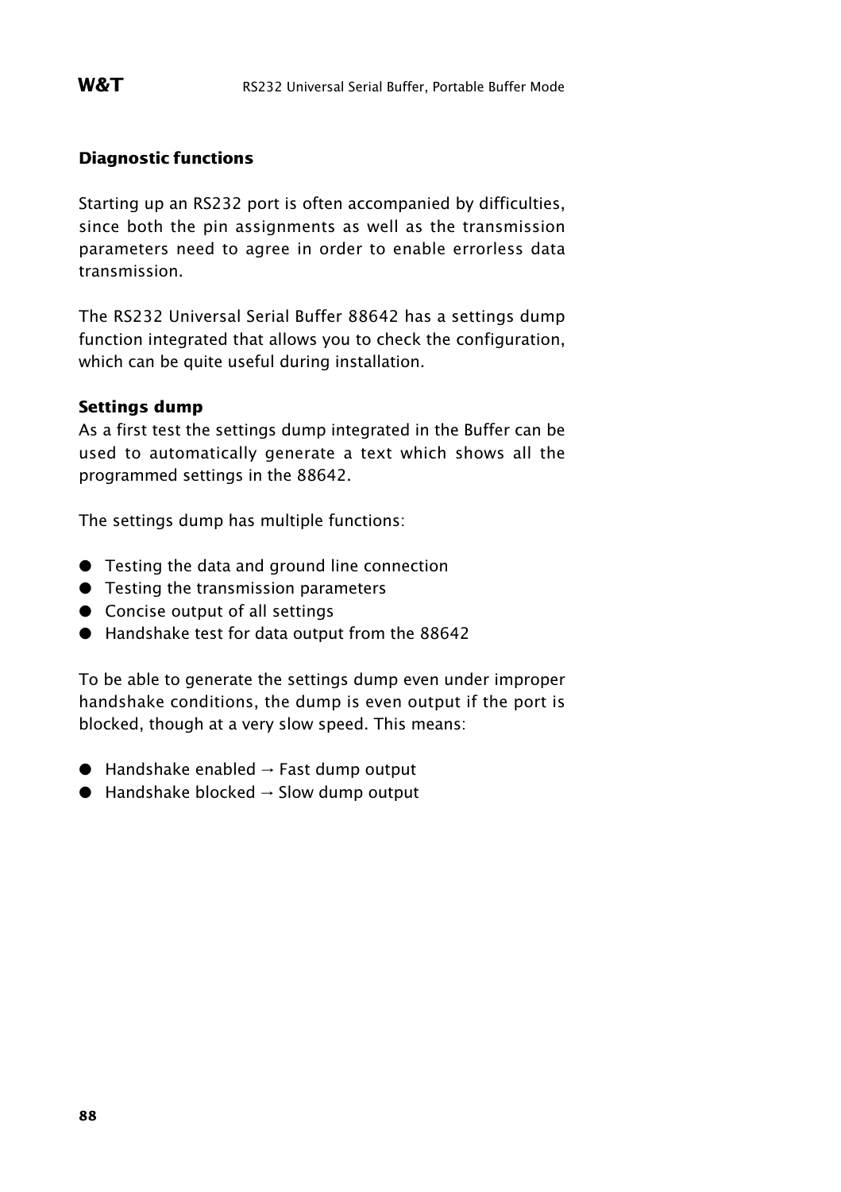## Diagnostic functions

Starting up an RS232 port is often accompanied by difficulties, since both the pin assignments as well as the transmission parameters need to agree in order to enable errorless data transmission.

The RS232 Universal Serial Buffer 88642 has a settings dump function integrated that allows you to check the configuration, which can be quite useful during installation.

### Settings dump

As a first test the settings dump integrated in the Buffer can be used to automatically generate a text which shows all the programmed settings in the 88642.

The settings dump has multiple functions:

- Testing the data and ground line connection
- Testing the transmission parameters
- Concise output of all settings
- Handshake test for data output from the 88642

To be able to generate the settings dump even under improper handshake conditions, the dump is even output if the port is blocked, though at a very slow speed. This means:

- Handshake enabled → Fast dump output
- Handshake blocked → Slow dump output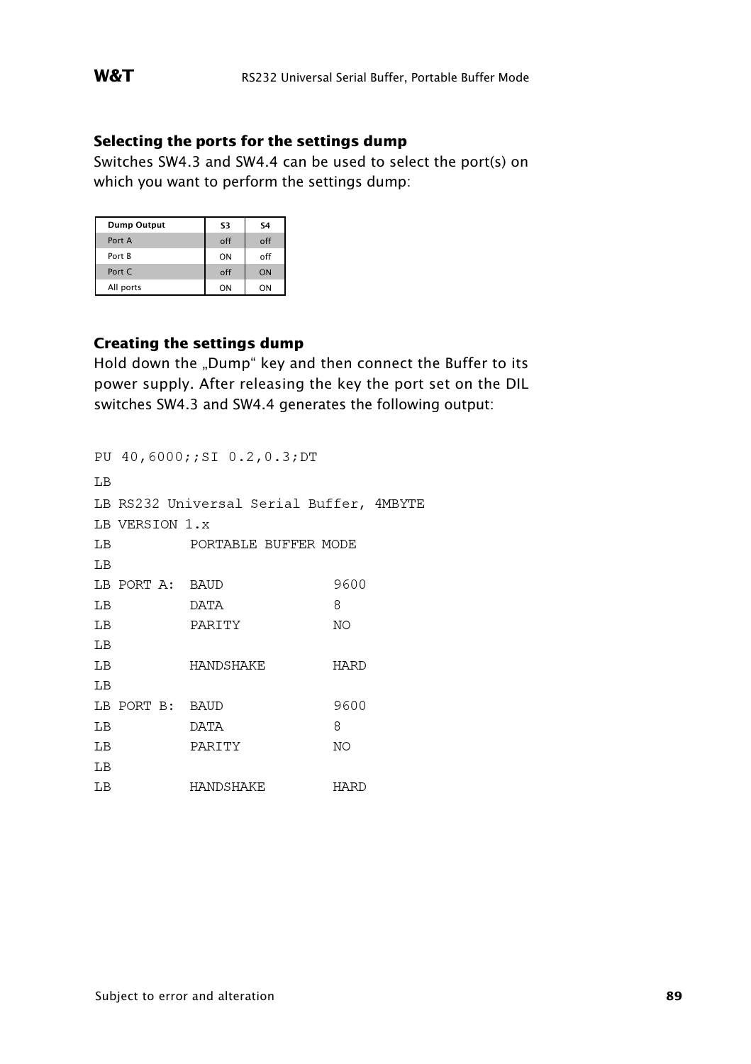### Selecting the ports for the settings dump

Switches SW4.3 and SW4.4 can be used to select the port(s) on which you want to perform the settings dump:

| Dump Output | S3 | S4 |
|---|---|---|
| Port A | off | off |
| Port B | ON | off |
| Port C | off | ON |
| All ports | ON | ON |

### Creating the settings dump

Hold down the „Dump" key and then connect the Buffer to its power supply. After releasing the key the port set on the DIL switches SW4.3 and SW4.4 generates the following output:

```
PU 40,6000;;SI 0.2,0.3;DT
LB
LB RS232 Universal Serial Buffer, 4MBYTE
LB VERSION 1.x
LB          PORTABLE BUFFER MODE
LB
LB PORT A:  BAUD             9600
LB          DATA             8
LB          PARITY           NO
LB
LB          HANDSHAKE        HARD
LB
LB PORT B:  BAUD             9600
LB          DATA             8
LB          PARITY           NO
LB
LB          HANDSHAKE        HARD
```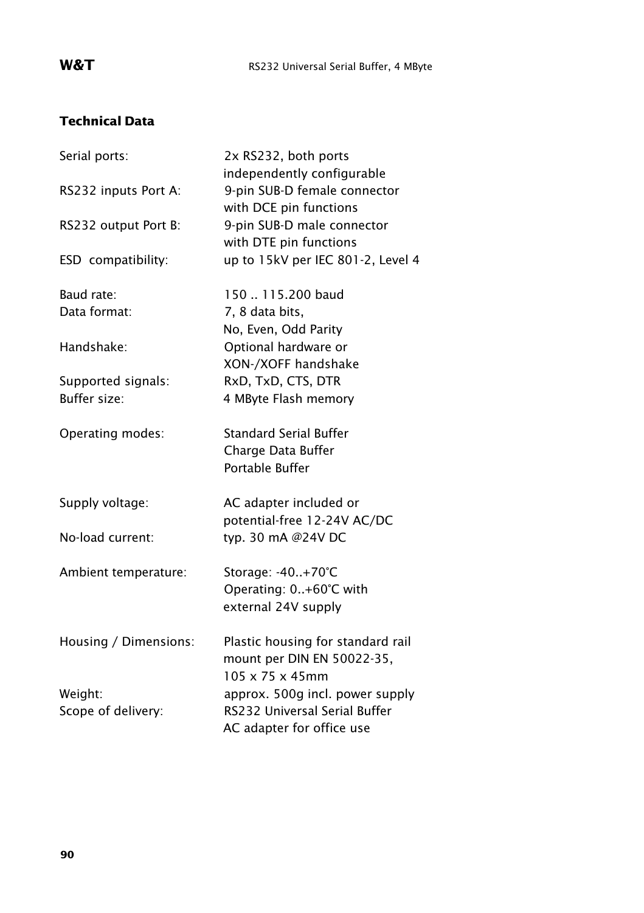## Technical Data

| | |
|---|---|
| Serial ports: | 2x RS232, both ports independently configurable |
| RS232 inputs Port A: | 9-pin SUB-D female connector with DCE pin functions |
| RS232 output Port B: | 9-pin SUB-D male connector with DTE pin functions |
| ESD compatibility: | up to 15kV per IEC 801-2, Level 4 |
| Baud rate: | 150 .. 115.200 baud |
| Data format: | 7, 8 data bits, No, Even, Odd Parity |
| Handshake: | Optional hardware or XON-/XOFF handshake |
| Supported signals: | RxD, TxD, CTS, DTR |
| Buffer size: | 4 MByte Flash memory |
| Operating modes: | Standard Serial Buffer<br>Charge Data Buffer<br>Portable Buffer |
| Supply voltage: | AC adapter included or potential-free 12-24V AC/DC |
| No-load current: | typ. 30 mA @24V DC |
| Ambient temperature: | Storage: -40..+70°C<br>Operating: 0..+60°C with external 24V supply |
| Housing / Dimensions: | Plastic housing for standard rail mount per DIN EN 50022-35, 105 x 75 x 45mm |
| Weight: | approx. 500g incl. power supply |
| Scope of delivery: | RS232 Universal Serial Buffer<br>AC adapter for office use |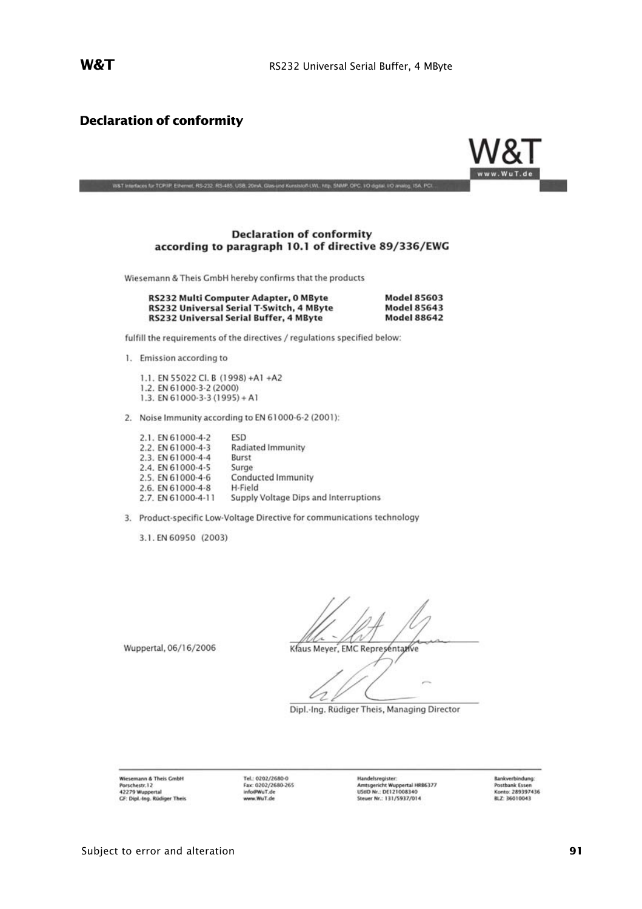## Declaration of conformity

W&T
www.WuT.de

W&T Interfaces für TCP/IP, Ethernet, RS-232, RS-485, USB, 20mA, Glas-und Kunststoff-LWL, http, SNMP, OPC, I/O digital, I/O analog, ISA, PCI

### Declaration of conformity according to paragraph 10.1 of directive 89/336/EWG

Wiesemann & Theis GmbH hereby confirms that the products

| | |
|---|---|
| **RS232 Multi Computer Adapter, 0 MByte** | **Model 85603** |
| **RS232 Universal Serial T-Switch, 4 MByte** | **Model 85643** |
| **RS232 Universal Serial Buffer, 4 MByte** | **Model 88642** |

fulfill the requirements of the directives / regulations specified below:

1. Emission according to

   1.1. EN 55022 Cl. B (1998) +A1 +A2
   1.2. EN 61000-3-2 (2000)
   1.3. EN 61000-3-3 (1995) + A1

2. Noise Immunity according to EN 61000-6-2 (2001):

| | |
|---|---|
| 2.1. EN 61000-4-2 | ESD |
| 2.2. EN 61000-4-3 | Radiated Immunity |
| 2.3. EN 61000-4-4 | Burst |
| 2.4. EN 61000-4-5 | Surge |
| 2.5. EN 61000-4-6 | Conducted Immunity |
| 2.6. EN 61000-4-8 | H-Field |
| 2.7. EN 61000-4-11 | Supply Voltage Dips and Interruptions |

3. Product-specific Low-Voltage Directive for communications technology

   3.1. EN 60950 (2003)

Wuppertal, 06/16/2006

Klaus Meyer, EMC Representative

Dipl.-Ing. Rüdiger Theis, Managing Director

Wiesemann & Theis GmbH
Porschestr.12
42279 Wuppertal
GF: Dipl.-Ing. Rüdiger Theis

Tel.: 0202/2680-0
Fax: 0202/2680-265
info@WuT.de
www.WuT.de

Handelsregister:
Amtsgericht Wuppertal HRB6377
UStID Nr.: DE121008340
Steuer Nr.: 131/5937/014

Bankverbindung:
Postbank Essen
Konto: 289397436
BLZ: 36010043